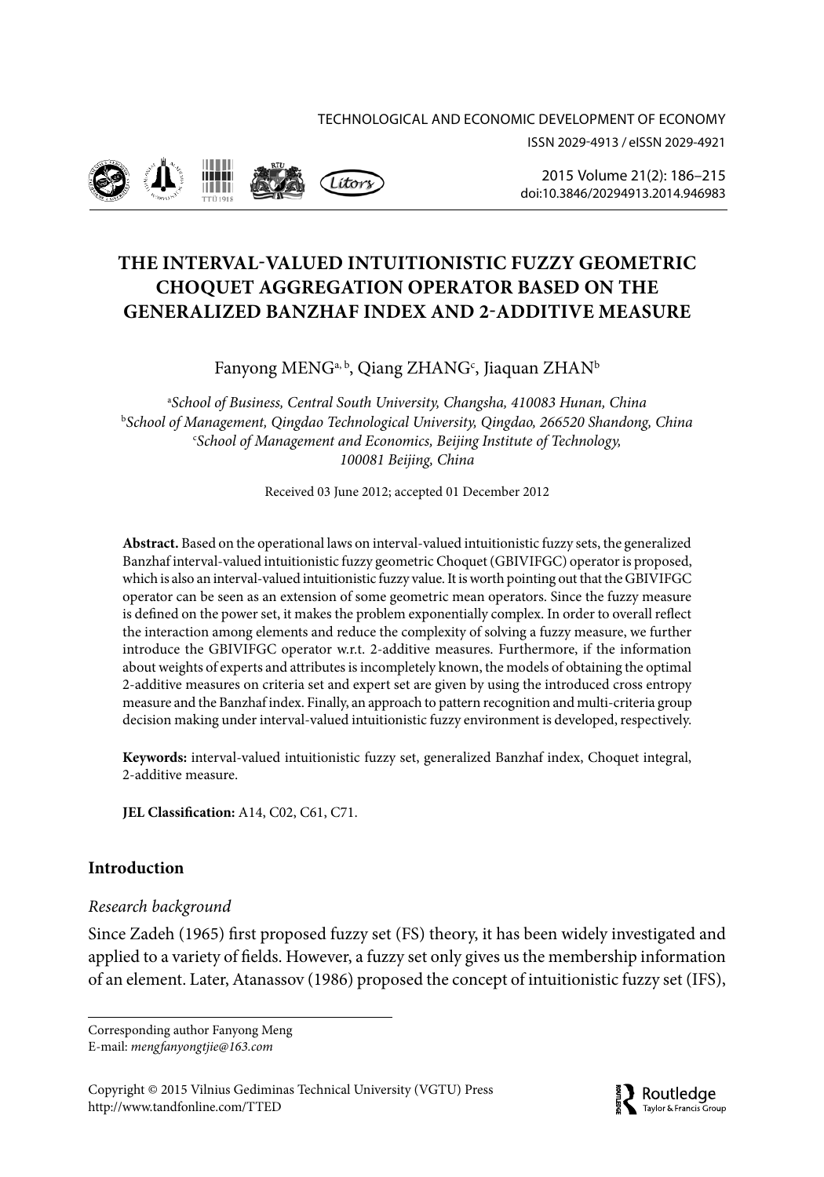# THE INTERVAL-VALUED INTUITIONISTIC FUZZY GEOMETRIC CHOQUET AGGREGATION OPERATOR BASED ON THE GENERALIZED BANZHAF INDEX AND 2-ADDITIVE MEASURE

Fanyong MENG[a, b], Qiang ZHANG[c], Jiaquan ZHAN[b]

[a]*School of Business, Central South University, Changsha, 410083 Hunan, China*
[b]*School of Management, Qingdao Technological University, Qingdao, 266520 Shandong, China*
[c]*School of Management and Economics, Beijing Institute of Technology, 100081 Beijing, China*

Received 03 June 2012; accepted 01 December 2012

**Abstract.** Based on the operational laws on interval-valued intuitionistic fuzzy sets, the generalized Banzhaf interval-valued intuitionistic fuzzy geometric Choquet (GBIVIFGC) operator is proposed, which is also an interval-valued intuitionistic fuzzy value. It is worth pointing out that the GBIVIFGC operator can be seen as an extension of some geometric mean operators. Since the fuzzy measure is defined on the power set, it makes the problem exponentially complex. In order to overall reflect the interaction among elements and reduce the complexity of solving a fuzzy measure, we further introduce the GBIVIFGC operator w.r.t. 2-additive measures. Furthermore, if the information about weights of experts and attributes is incompletely known, the models of obtaining the optimal 2-additive measures on criteria set and expert set are given by using the introduced cross entropy measure and the Banzhaf index. Finally, an approach to pattern recognition and multi-criteria group decision making under interval-valued intuitionistic fuzzy environment is developed, respectively.

**Keywords:** interval-valued intuitionistic fuzzy set, generalized Banzhaf index, Choquet integral, 2-additive measure.

**JEL Classification:** A14, C02, C61, C71.

## Introduction

*Research background*

Since Zadeh (1965) first proposed fuzzy set (FS) theory, it has been widely investigated and applied to a variety of fields. However, a fuzzy set only gives us the membership information of an element. Later, Atanassov (1986) proposed the concept of intuitionistic fuzzy set (IFS),

Corresponding author Fanyong Meng
E-mail: *mengfanyongtjie@163.com*

Copyright © 2015 Vilnius Gediminas Technical University (VGTU) Press
http://www.tandfonline.com/TTED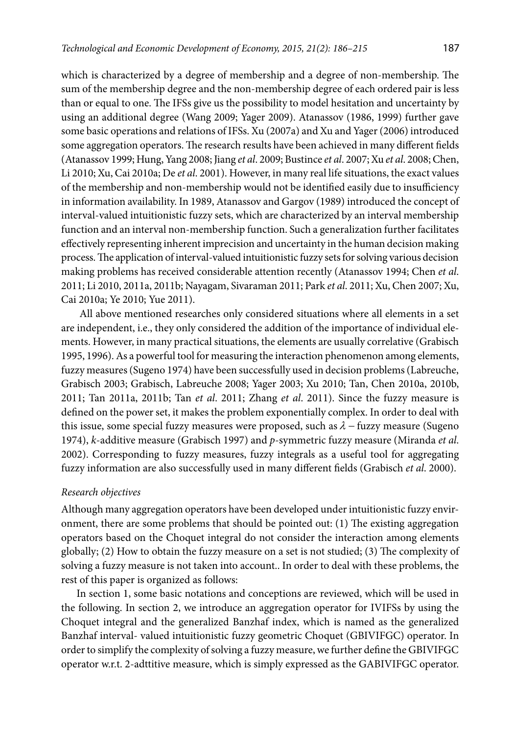which is characterized by a degree of membership and a degree of non-membership. The sum of the membership degree and the non-membership degree of each ordered pair is less than or equal to one. The IFSs give us the possibility to model hesitation and uncertainty by using an additional degree (Wang 2009; Yager 2009). Atanassov (1986, 1999) further gave some basic operations and relations of IFSs. Xu (2007a) and Xu and Yager (2006) introduced some aggregation operators. The research results have been achieved in many different fields (Atanassov 1999; Hung, Yang 2008; Jiang *et al*. 2009; Bustince *et al*. 2007; Xu *et al*. 2008; Chen, Li 2010; Xu, Cai 2010a; De *et al*. 2001). However, in many real life situations, the exact values of the membership and non-membership would not be identified easily due to insufficiency in information availability. In 1989, Atanassov and Gargov (1989) introduced the concept of interval-valued intuitionistic fuzzy sets, which are characterized by an interval membership function and an interval non-membership function. Such a generalization further facilitates effectively representing inherent imprecision and uncertainty in the human decision making process. The application of interval-valued intuitionistic fuzzy sets for solving various decision making problems has received considerable attention recently (Atanassov 1994; Chen *et al.* 2011; Li 2010, 2011a, 2011b; Nayagam, Sivaraman 2011; Park *et al.* 2011; Xu, Chen 2007; Xu, Cai 2010a; Ye 2010; Yue 2011).

All above mentioned researches only considered situations where all elements in a set are independent, i.e., they only considered the addition of the importance of individual elements. However, in many practical situations, the elements are usually correlative (Grabisch 1995, 1996). As a powerful tool for measuring the interaction phenomenon among elements, fuzzy measures (Sugeno 1974) have been successfully used in decision problems (Labreuche, Grabisch 2003; Grabisch, Labreuche 2008; Yager 2003; Xu 2010; Tan, Chen 2010a, 2010b, 2011; Tan 2011a, 2011b; Tan *et al*. 2011; Zhang *et al*. 2011). Since the fuzzy measure is defined on the power set, it makes the problem exponentially complex. In order to deal with this issue, some special fuzzy measures were proposed, such as $\lambda$ – fuzzy measure (Sugeno 1974), *k*-additive measure (Grabisch 1997) and *p*-symmetric fuzzy measure (Miranda *et al.* 2002). Corresponding to fuzzy measures, fuzzy integrals as a useful tool for aggregating fuzzy information are also successfully used in many different fields (Grabisch *et al.* 2000).

*Research objectives*

Although many aggregation operators have been developed under intuitionistic fuzzy environment, there are some problems that should be pointed out: (1) The existing aggregation operators based on the Choquet integral do not consider the interaction among elements globally; (2) How to obtain the fuzzy measure on a set is not studied; (3) The complexity of solving a fuzzy measure is not taken into account.. In order to deal with these problems, the rest of this paper is organized as follows:

In section 1, some basic notations and conceptions are reviewed, which will be used in the following. In section 2, we introduce an aggregation operator for IVIFSs by using the Choquet integral and the generalized Banzhaf index, which is named as the generalized Banzhaf interval- valued intuitionistic fuzzy geometric Choquet (GBIVIFGC) operator. In order to simplify the complexity of solving a fuzzy measure, we further define the GBIVIFGC operator w.r.t. 2-adttitive measure, which is simply expressed as the GABIVIFGC operator.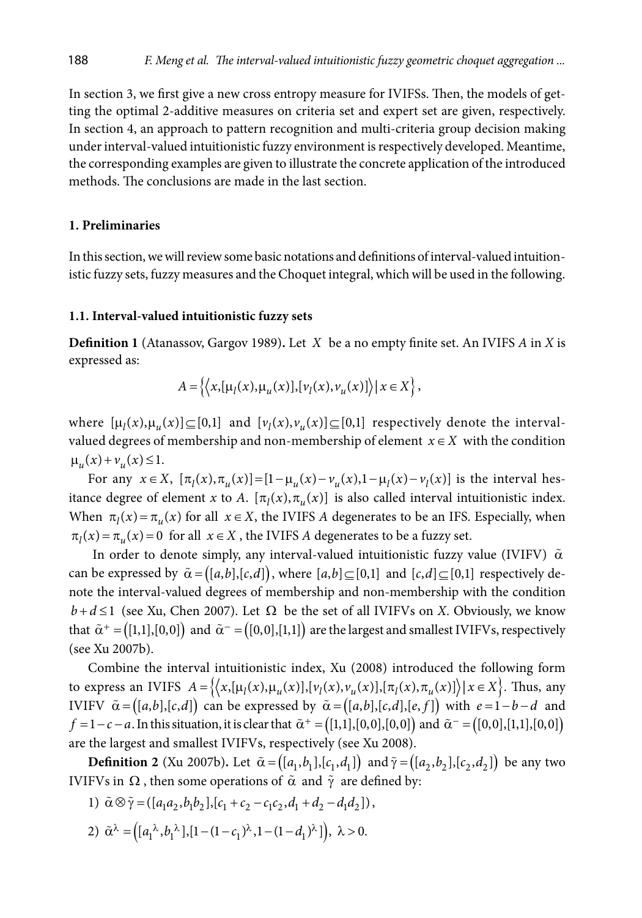In section 3, we first give a new cross entropy measure for IVIFSs. Then, the models of getting the optimal 2-additive measures on criteria set and expert set are given, respectively. In section 4, an approach to pattern recognition and multi-criteria group decision making under interval-valued intuitionistic fuzzy environment is respectively developed. Meantime, the corresponding examples are given to illustrate the concrete application of the introduced methods. The conclusions are made in the last section.

## 1. Preliminaries

In this section, we will review some basic notations and definitions of interval-valued intuitionistic fuzzy sets, fuzzy measures and the Choquet integral, which will be used in the following.

### 1.1. Interval-valued intuitionistic fuzzy sets

**Definition 1** (Atanassov, Gargov 1989)**.** Let $X$ be a no empty finite set. An IVIFS $A$ in $X$ is expressed as:

$$A = \left\{ \left\langle x, [\mu_l(x), \mu_u(x)], [v_l(x), v_u(x)] \right\rangle | \, x \in X \right\},$$

where $[\mu_l(x), \mu_u(x)] \subseteq [0,1]$ and $[v_l(x), v_u(x)] \subseteq [0,1]$ respectively denote the interval-valued degrees of membership and non-membership of element $x \in X$ with the condition $\mu_u(x) + v_u(x) \leq 1$.

For any $x \in X$, $[\pi_l(x), \pi_u(x)] = [1 - \mu_u(x) - v_u(x), 1 - \mu_l(x) - v_l(x)]$ is the interval hesitance degree of element $x$ to $A$. $[\pi_l(x), \pi_u(x)]$ is also called interval intuitionistic index. When $\pi_l(x) = \pi_u(x)$ for all $x \in X$, the IVIFS $A$ degenerates to be an IFS. Especially, when $\pi_l(x) = \pi_u(x) = 0$ for all $x \in X$, the IVIFS $A$ degenerates to be a fuzzy set.

In order to denote simply, any interval-valued intuitionistic fuzzy value (IVIFV) $\tilde{\alpha}$ can be expressed by $\tilde{\alpha} = ([a,b],[c,d])$, where $[a,b] \subseteq [0,1]$ and $[c,d] \subseteq [0,1]$ respectively denote the interval-valued degrees of membership and non-membership with the condition $b + d \leq 1$ (see Xu, Chen 2007). Let $\Omega$ be the set of all IVIFVs on $X$. Obviously, we know that $\tilde{\alpha}^+ = ([1,1],[0,0])$ and $\tilde{\alpha}^- = ([0,0],[1,1])$ are the largest and smallest IVIFVs, respectively (see Xu 2007b).

Combine the interval intuitionistic index, Xu (2008) introduced the following form to express an IVIFS $A = \left\{ \left\langle x, [\mu_l(x), \mu_u(x)], [v_l(x), v_u(x)], [\pi_l(x), \pi_u(x)] \right\rangle | \, x \in X \right\}$. Thus, any IVIFV $\tilde{\alpha} = ([a,b],[c,d])$ can be expressed by $\tilde{\alpha} = ([a,b],[c,d],[e,f])$ with $e = 1 - b - d$ and $f = 1 - c - a$. In this situation, it is clear that $\tilde{\alpha}^+ = ([1,1],[0,0],[0,0])$ and $\tilde{\alpha}^- = ([0,0],[1,1],[0,0])$ are the largest and smallest IVIFVs, respectively (see Xu 2008).

**Definition 2** (Xu 2007b)**.** Let $\tilde{\alpha} = ([a_1,b_1],[c_1,d_1])$ and $\tilde{\gamma} = ([a_2,b_2],[c_2,d_2])$ be any two IVIFVs in $\Omega$, then some operations of $\tilde{\alpha}$ and $\tilde{\gamma}$ are defined by:

1) $\tilde{\alpha} \otimes \tilde{\gamma} = ([a_1 a_2, b_1 b_2], [c_1 + c_2 - c_1 c_2, d_1 + d_2 - d_1 d_2])$,

2) $\tilde{\alpha}^{\lambda} = \left( [a_1{}^{\lambda}, b_1{}^{\lambda}], [1 - (1 - c_1)^{\lambda}, 1 - (1 - d_1)^{\lambda}] \right)$, $\lambda > 0$.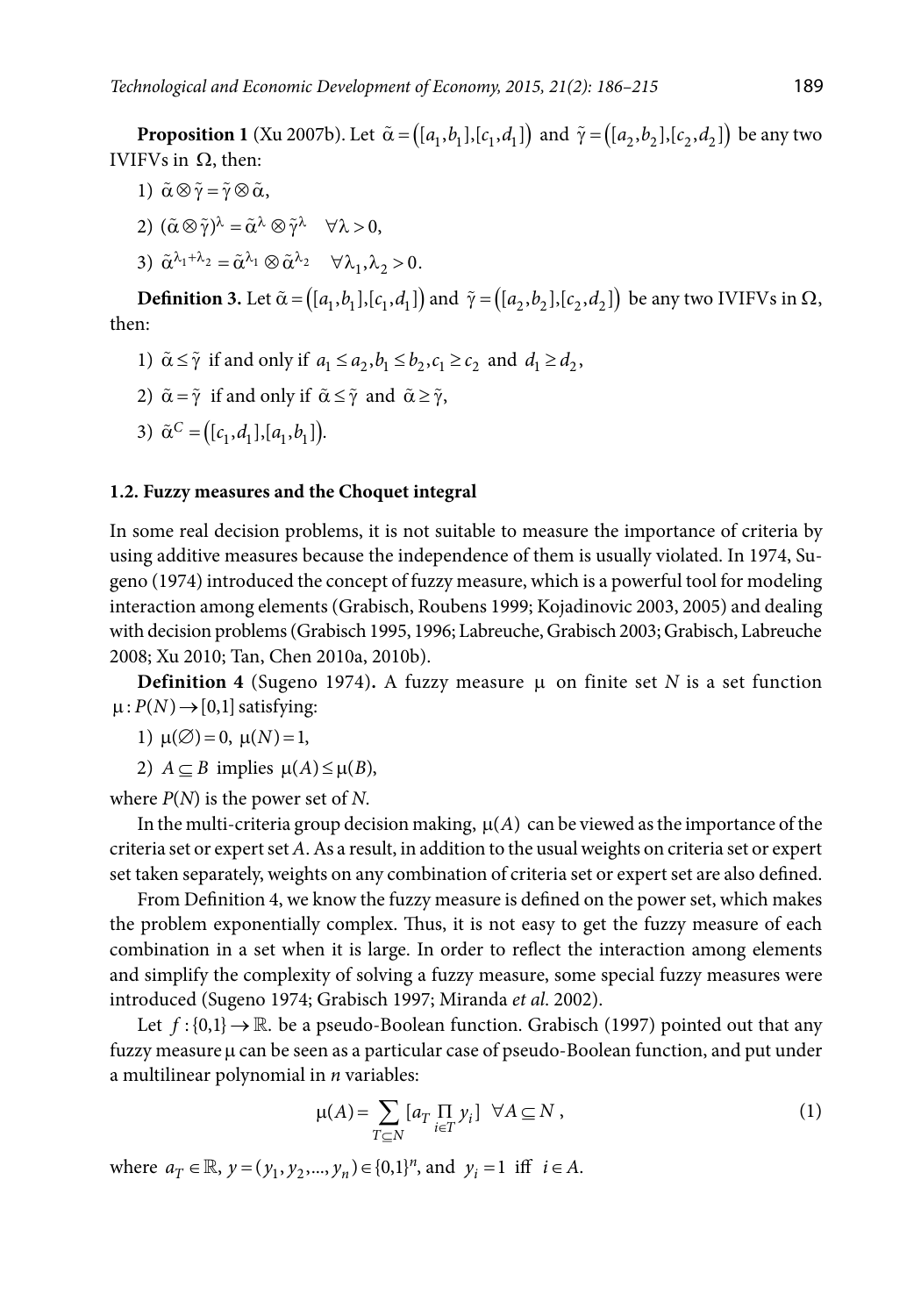**Proposition 1** (Xu 2007b). Let $\tilde{\alpha} = ([a_1, b_1], [c_1, d_1])$ and $\tilde{\gamma} = ([a_2, b_2], [c_2, d_2])$ be any two IVIFVs in $\Omega$, then:

1) $\tilde{\alpha} \otimes \tilde{\gamma} = \tilde{\gamma} \otimes \tilde{\alpha}$,

2) $(\tilde{\alpha} \otimes \tilde{\gamma})^{\lambda} = \tilde{\alpha}^{\lambda} \otimes \tilde{\gamma}^{\lambda} \quad \forall \lambda > 0$,

3) $\tilde{\alpha}^{\lambda_1 + \lambda_2} = \tilde{\alpha}^{\lambda_1} \otimes \tilde{\alpha}^{\lambda_2} \quad \forall \lambda_1, \lambda_2 > 0$.

**Definition 3.** Let $\tilde{\alpha} = ([a_1, b_1], [c_1, d_1])$ and $\tilde{\gamma} = ([a_2, b_2], [c_2, d_2])$ be any two IVIFVs in $\Omega$, then:

1) $\tilde{\alpha} \le \tilde{\gamma}$ if and only if $a_1 \le a_2, b_1 \le b_2, c_1 \ge c_2$ and $d_1 \ge d_2$,

2) $\tilde{\alpha} = \tilde{\gamma}$ if and only if $\tilde{\alpha} \le \tilde{\gamma}$ and $\tilde{\alpha} \ge \tilde{\gamma}$,

3) $\tilde{\alpha}^C = ([c_1, d_1], [a_1, b_1])$.

### 1.2. Fuzzy measures and the Choquet integral

In some real decision problems, it is not suitable to measure the importance of criteria by using additive measures because the independence of them is usually violated. In 1974, Sugeno (1974) introduced the concept of fuzzy measure, which is a powerful tool for modeling interaction among elements (Grabisch, Roubens 1999; Kojadinovic 2003, 2005) and dealing with decision problems (Grabisch 1995, 1996; Labreuche, Grabisch 2003; Grabisch, Labreuche 2008; Xu 2010; Tan, Chen 2010a, 2010b).

**Definition 4** (Sugeno 1974)**.** A fuzzy measure $\mu$ on finite set $N$ is a set function $\mu : P(N) \to [0,1]$ satisfying:

1) $\mu(\varnothing) = 0, \; \mu(N) = 1$,

2) $A \subseteq B$ implies $\mu(A) \le \mu(B)$,

where $P(N)$ is the power set of $N$.

In the multi-criteria group decision making, $\mu(A)$ can be viewed as the importance of the criteria set or expert set $A$. As a result, in addition to the usual weights on criteria set or expert set taken separately, weights on any combination of criteria set or expert set are also defined.

From Definition 4, we know the fuzzy measure is defined on the power set, which makes the problem exponentially complex. Thus, it is not easy to get the fuzzy measure of each combination in a set when it is large. In order to reflect the interaction among elements and simplify the complexity of solving a fuzzy measure, some special fuzzy measures were introduced (Sugeno 1974; Grabisch 1997; Miranda *et al.* 2002).

Let $f : \{0,1\} \to \mathbb{R}$. be a pseudo-Boolean function. Grabisch (1997) pointed out that any fuzzy measure $\mu$ can be seen as a particular case of pseudo-Boolean function, and put under a multilinear polynomial in $n$ variables:

$$\mu(A) = \sum_{T \subseteq N} [a_T \prod_{i \in T} y_i] \quad \forall A \subseteq N \,, \tag{1}$$

where $a_T \in \mathbb{R}$, $y = (y_1, y_2, ..., y_n) \in \{0,1\}^n$, and $y_i = 1$ iff $i \in A$.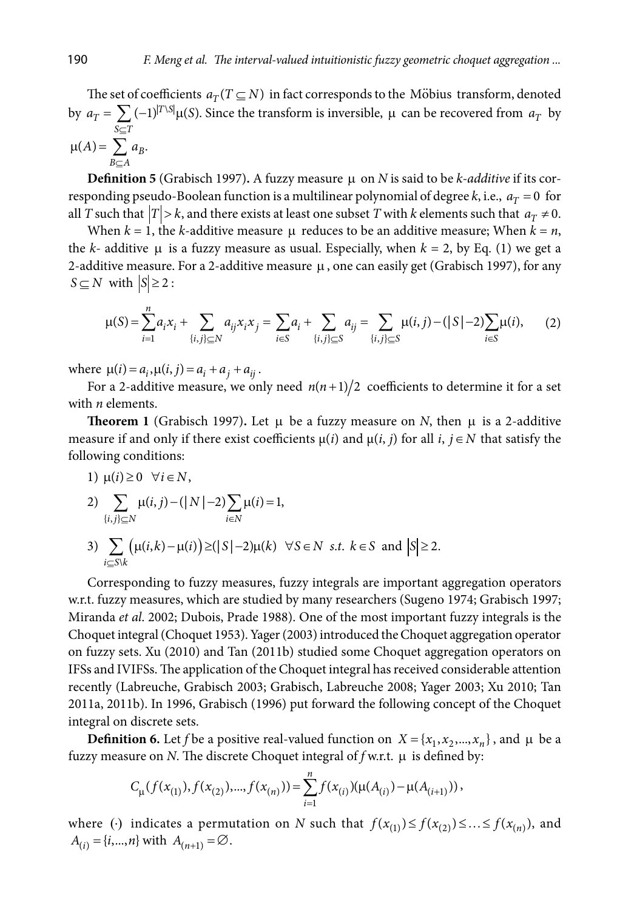The set of coefficients $a_T (T \subseteq N)$ in fact corresponds to the Möbius transform, denoted by $a_T = \sum_{S \subseteq T} (-1)^{|T \setminus S|} \mu(S)$. Since the transform is inversible, $\mu$ can be recovered from $a_T$ by $\mu(A) = \sum_{B \subseteq A} a_B$.

**Definition 5** (Grabisch 1997)**.** A fuzzy measure $\mu$ on $N$ is said to be *k-additive* if its corresponding pseudo-Boolean function is a multilinear polynomial of degree $k$, i.e., $a_T = 0$ for all $T$ such that $|T| > k$, and there exists at least one subset $T$ with $k$ elements such that $a_T \neq 0$.

When $k = 1$, the $k$-additive measure $\mu$ reduces to be an additive measure; When $k = n$, the $k$- additive $\mu$ is a fuzzy measure as usual. Especially, when $k = 2$, by Eq. (1) we get a 2-additive measure. For a 2-additive measure $\mu$, one can easily get (Grabisch 1997), for any $S \subseteq N$ with $|S| \geq 2$:

$$\mu(S) = \sum_{i=1}^{n} a_i x_i + \sum_{\{i,j\} \subseteq N} a_{ij} x_i x_j = \sum_{i \in S} a_i + \sum_{\{i,j\} \subseteq S} a_{ij} = \sum_{\{i,j\} \subseteq S} \mu(i,j) - (|S| - 2) \sum_{i \in S} \mu(i), \qquad (2)$$

where $\mu(i) = a_i, \mu(i,j) = a_i + a_j + a_{ij}$.

For a 2-additive measure, we only need $n(n+1)/2$ coefficients to determine it for a set with $n$ elements.

**Theorem 1** (Grabisch 1997)**.** Let $\mu$ be a fuzzy measure on $N$, then $\mu$ is a 2-additive measure if and only if there exist coefficients $\mu(i)$ and $\mu(i, j)$ for all $i, j \in N$ that satisfy the following conditions:

1) $\mu(i) \geq 0 \quad \forall i \in N$,

2) $\sum_{\{i,j\} \subseteq N} \mu(i,j) - (|N| - 2) \sum_{i \in N} \mu(i) = 1$,

3) $\sum_{i \subseteq S \setminus k} \left( \mu(i,k) - \mu(i) \right) \geq (|S| - 2) \mu(k) \quad \forall S \in N \;\; s.t. \;\; k \in S$ and $|S| \geq 2$.

Corresponding to fuzzy measures, fuzzy integrals are important aggregation operators w.r.t. fuzzy measures, which are studied by many researchers (Sugeno 1974; Grabisch 1997; Miranda *et al.* 2002; Dubois, Prade 1988). One of the most important fuzzy integrals is the Choquet integral (Choquet 1953). Yager (2003) introduced the Choquet aggregation operator on fuzzy sets. Xu (2010) and Tan (2011b) studied some Choquet aggregation operators on IFSs and IVIFSs. The application of the Choquet integral has received considerable attention recently (Labreuche, Grabisch 2003; Grabisch, Labreuche 2008; Yager 2003; Xu 2010; Tan 2011a, 2011b). In 1996, Grabisch (1996) put forward the following concept of the Choquet integral on discrete sets.

**Definition 6.** Let $f$ be a positive real-valued function on $X = \{x_1, x_2, ..., x_n\}$, and $\mu$ be a fuzzy measure on $N$. The discrete Choquet integral of $f$ w.r.t. $\mu$ is defined by:

$$C_\mu(f(x_{(1)}), f(x_{(2)}), ..., f(x_{(n)})) = \sum_{i=1}^{n} f(x_{(i)})(\mu(A_{(i)}) - \mu(A_{(i+1)})),$$

where $(\cdot)$ indicates a permutation on $N$ such that $f(x_{(1)}) \leq f(x_{(2)}) \leq \ldots \leq f(x_{(n)})$, and $A_{(i)} = \{i, ..., n\}$ with $A_{(n+1)} = \varnothing$.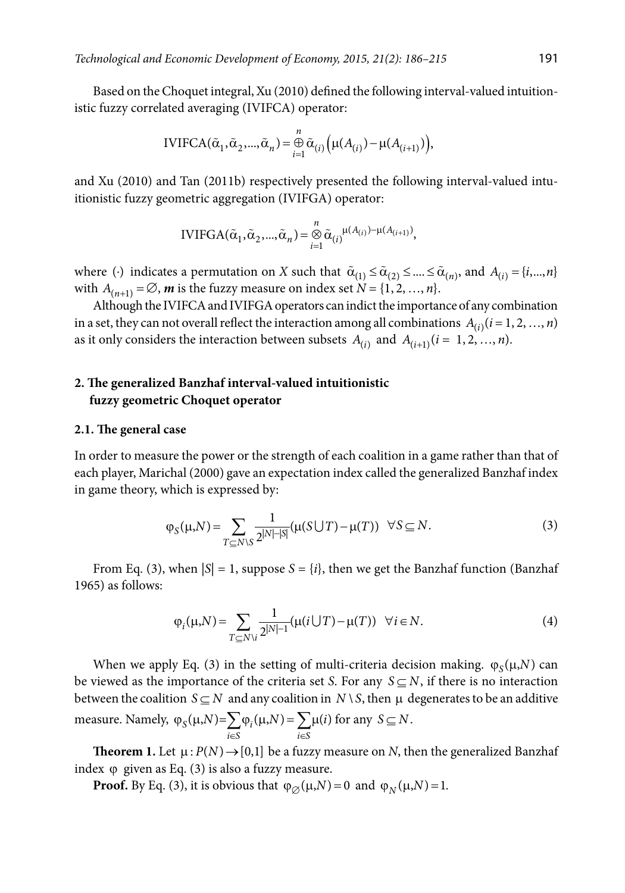Based on the Choquet integral, Xu (2010) defined the following interval-valued intuitionistic fuzzy correlated averaging (IVIFCA) operator:

$$\text{IVIFCA}(\tilde{\alpha}_1, \tilde{\alpha}_2, ..., \tilde{\alpha}_n) = \overset{n}{\underset{i=1}{\oplus}} \tilde{\alpha}_{(i)} \left( \mu(A_{(i)}) - \mu(A_{(i+1)}) \right),$$

and Xu (2010) and Tan (2011b) respectively presented the following interval-valued intuitionistic fuzzy geometric aggregation (IVIFGA) operator:

$$\text{IVIFGA}(\tilde{\alpha}_1, \tilde{\alpha}_2, ..., \tilde{\alpha}_n) = \overset{n}{\underset{i=1}{\otimes}} \tilde{\alpha}_{(i)}{}^{\mu(A_{(i)}) - \mu(A_{(i+1)})},$$

where $(\cdot)$ indicates a permutation on $X$ such that $\tilde{\alpha}_{(1)} \leq \tilde{\alpha}_{(2)} \leq .... \leq \tilde{\alpha}_{(n)}$, and $A_{(i)} = \{i, ..., n\}$ with $A_{(n+1)} = \varnothing$, $\boldsymbol{m}$ is the fuzzy measure on index set $N = \{1, 2, \ldots, n\}$.

Although the IVIFCA and IVIFGA operators can indict the importance of any combination in a set, they can not overall reflect the interaction among all combinations $A_{(i)} (i = 1, 2, \ldots, n)$ as it only considers the interaction between subsets $A_{(i)}$ and $A_{(i+1)} (i = 1, 2, \ldots, n)$.

## 2. The generalized Banzhaf interval-valued intuitionistic fuzzy geometric Choquet operator

### 2.1. The general case

In order to measure the power or the strength of each coalition in a game rather than that of each player, Marichal (2000) gave an expectation index called the generalized Banzhaf index in game theory, which is expressed by:

$$\varphi_S(\mu, N) = \sum_{T \subseteq N \setminus S} \frac{1}{2^{|N|-|S|}} (\mu(S \cup T) - \mu(T)) \quad \forall S \subseteq N. \tag{3}$$

From Eq. (3), when $|S| = 1$, suppose $S = \{i\}$, then we get the Banzhaf function (Banzhaf 1965) as follows:

$$\varphi_i(\mu, N) = \sum_{T \subseteq N \setminus i} \frac{1}{2^{|N|-1}} (\mu(i \cup T) - \mu(T)) \quad \forall i \in N. \tag{4}$$

When we apply Eq. (3) in the setting of multi-criteria decision making. $\varphi_S(\mu, N)$ can be viewed as the importance of the criteria set $S$. For any $S \subseteq N$, if there is no interaction between the coalition $S \subseteq N$ and any coalition in $N \setminus S$, then $\mu$ degenerates to be an additive measure. Namely, $\varphi_S(\mu, N) = \sum_{i \in S} \varphi_i(\mu, N) = \sum_{i \in S} \mu(i)$ for any $S \subseteq N$.

**Theorem 1.** Let $\mu : P(N) \to [0,1]$ be a fuzzy measure on $N$, then the generalized Banzhaf index $\varphi$ given as Eq. (3) is also a fuzzy measure.

**Proof.** By Eq. (3), it is obvious that $\varphi_{\varnothing}(\mu, N) = 0$ and $\varphi_N(\mu, N) = 1$.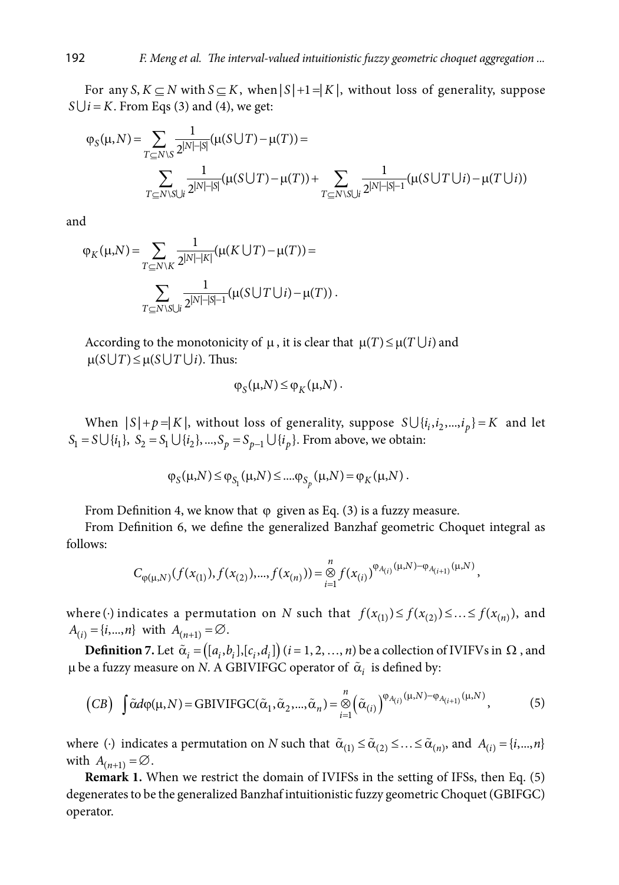For any $S, K \subseteq N$ with $S \subseteq K$, when $|S|+1=|K|$, without loss of generality, suppose $S \bigcup i = K$. From Eqs (3) and (4), we get:

$$\varphi_S(\mu,N) = \sum_{T \subseteq N \setminus S} \frac{1}{2^{|N|-|S|}}(\mu(S \bigcup T) - \mu(T)) =$$

$$\sum_{T \subseteq N \setminus S \bigcup i} \frac{1}{2^{|N|-|S|}}(\mu(S \bigcup T) - \mu(T)) + \sum_{T \subseteq N \setminus S \bigcup i} \frac{1}{2^{|N|-|S|-1}}(\mu(S \bigcup T \bigcup i) - \mu(T \bigcup i))$$

and

$$\varphi_K(\mu,N) = \sum_{T \subseteq N \setminus K} \frac{1}{2^{|N|-|K|}}(\mu(K \bigcup T) - \mu(T)) =$$

$$\sum_{T \subseteq N \setminus S \bigcup i} \frac{1}{2^{|N|-|S|-1}}(\mu(S \bigcup T \bigcup i) - \mu(T)).$$

According to the monotonicity of $\mu$, it is clear that $\mu(T) \leq \mu(T \bigcup i)$ and $\mu(S \bigcup T) \leq \mu(S \bigcup T \bigcup i)$. Thus:

$$\varphi_S(\mu,N) \leq \varphi_K(\mu,N).$$

When $|S|+p=|K|$, without loss of generality, suppose $S \bigcup \{i_i, i_2, ..., i_p\} = K$ and let $S_1 = S \bigcup \{i_1\},\ S_2 = S_1 \bigcup \{i_2\}, ..., S_p = S_{p-1} \bigcup \{i_p\}$. From above, we obtain:

$$\varphi_S(\mu,N) \leq \varphi_{S_1}(\mu,N) \leq ....\varphi_{S_p}(\mu,N) = \varphi_K(\mu,N).$$

From Definition 4, we know that $\varphi$ given as Eq. (3) is a fuzzy measure.

From Definition 6, we define the generalized Banzhaf geometric Choquet integral as follows:

$$C_{\varphi(\mu,N)}(f(x_{(1)}), f(x_{(2)}),..., f(x_{(n)})) = \overset{n}{\underset{i=1}{\otimes}} f(x_{(i)})^{\varphi_{A_{(i)}}(\mu,N) - \varphi_{A_{(i+1)}}(\mu,N)},$$

where $(\cdot)$ indicates a permutation on $N$ such that $f(x_{(1)}) \leq f(x_{(2)}) \leq \ldots \leq f(x_{(n)})$, and $A_{(i)} = \{i,...,n\}$ with $A_{(n+1)} = \emptyset$.

**Definition 7.** Let $\tilde{\alpha}_i = ([a_i, b_i], [c_i, d_i])$ $(i = 1, 2, \ldots, n)$ be a collection of IVIFVs in $\Omega$, and $\mu$ be a fuzzy measure on $N$. A GBIVIFGC operator of $\tilde{\alpha}_i$ is defined by:

$$(CB) \ \int \tilde{\alpha} d\varphi(\mu,N) = \text{GBIVIFGC}(\tilde{\alpha}_1, \tilde{\alpha}_2, ..., \tilde{\alpha}_n) = \overset{n}{\underset{i=1}{\otimes}} \left(\tilde{\alpha}_{(i)}\right)^{\varphi_{A_{(i)}}(\mu,N) - \varphi_{A_{(i+1)}}(\mu,N)}, \tag{5}$$

where $(\cdot)$ indicates a permutation on $N$ such that $\tilde{\alpha}_{(1)} \leq \tilde{\alpha}_{(2)} \leq \ldots \leq \tilde{\alpha}_{(n)}$, and $A_{(i)} = \{i,...,n\}$ with $A_{(n+1)} = \emptyset$.

**Remark 1.** When we restrict the domain of IVIFSs in the setting of IFSs, then Eq. (5) degenerates to be the generalized Banzhaf intuitionistic fuzzy geometric Choquet (GBIFGC) operator.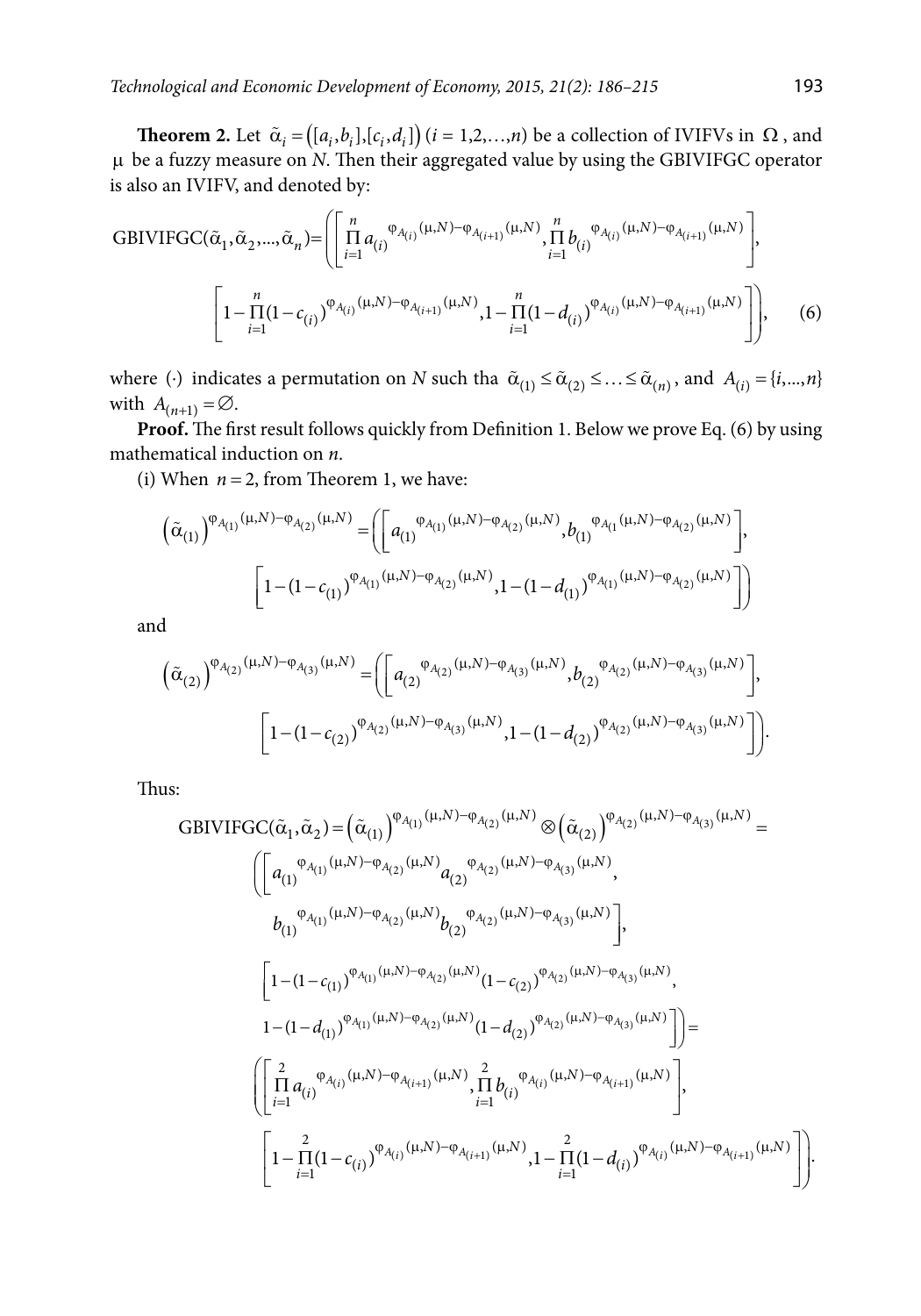**Theorem 2.** Let $\tilde{\alpha}_i = ([a_i, b_i],[c_i, d_i])$ ($i = 1,2,\ldots,n$) be a collection of IVIFVs in $\Omega$, and $\mu$ be a fuzzy measure on *N*. Then their aggregated value by using the GBIVIFGC operator is also an IVIFV, and denoted by:

$$\text{GBIVIFGC}(\tilde{\alpha}_1, \tilde{\alpha}_2, \ldots, \tilde{\alpha}_n) = \left( \left[ \prod_{i=1}^{n} a_{(i)}^{\varphi_{A_{(i)}}(\mu,N) - \varphi_{A_{(i+1)}}(\mu,N)}, \prod_{i=1}^{n} b_{(i)}^{\varphi_{A_{(i)}}(\mu,N) - \varphi_{A_{(i+1)}}(\mu,N)} \right], \right.$$
$$\left. \left[ 1 - \prod_{i=1}^{n} (1 - c_{(i)})^{\varphi_{A_{(i)}}(\mu,N) - \varphi_{A_{(i+1)}}(\mu,N)}, 1 - \prod_{i=1}^{n} (1 - d_{(i)})^{\varphi_{A_{(i)}}(\mu,N) - \varphi_{A_{(i+1)}}(\mu,N)} \right] \right), \quad (6)$$

where $(\cdot)$ indicates a permutation on *N* such tha $\tilde{\alpha}_{(1)} \le \tilde{\alpha}_{(2)} \le \ldots \le \tilde{\alpha}_{(n)}$, and $A_{(i)} = \{i, \ldots, n\}$ with $A_{(n+1)} = \varnothing$.

**Proof.** The first result follows quickly from Definition 1. Below we prove Eq. (6) by using mathematical induction on *n*.

(i) When $n = 2$, from Theorem 1, we have:

$$\left(\tilde{\alpha}_{(1)}\right)^{\varphi_{A_{(1)}}(\mu,N) - \varphi_{A_{(2)}}(\mu,N)} = \left( \left[ a_{(1)}^{\varphi_{A_{(1)}}(\mu,N) - \varphi_{A_{(2)}}(\mu,N)}, b_{(1)}^{\varphi_{A_{(1)}}(\mu,N) - \varphi_{A_{(2)}}(\mu,N)} \right], \right.$$
$$\left. \left[ 1 - (1 - c_{(1)})^{\varphi_{A_{(1)}}(\mu,N) - \varphi_{A_{(2)}}(\mu,N)}, 1 - (1 - d_{(1)})^{\varphi_{A_{(1)}}(\mu,N) - \varphi_{A_{(2)}}(\mu,N)} \right] \right)$$

and

$$\left(\tilde{\alpha}_{(2)}\right)^{\varphi_{A_{(2)}}(\mu,N) - \varphi_{A_{(3)}}(\mu,N)} = \left( \left[ a_{(2)}^{\varphi_{A_{(2)}}(\mu,N) - \varphi_{A_{(3)}}(\mu,N)}, b_{(2)}^{\varphi_{A_{(2)}}(\mu,N) - \varphi_{A_{(3)}}(\mu,N)} \right], \right.$$
$$\left. \left[ 1 - (1 - c_{(2)})^{\varphi_{A_{(2)}}(\mu,N) - \varphi_{A_{(3)}}(\mu,N)}, 1 - (1 - d_{(2)})^{\varphi_{A_{(2)}}(\mu,N) - \varphi_{A_{(3)}}(\mu,N)} \right] \right).$$

Thus:

$$\text{GBIVIFGC}(\tilde{\alpha}_1, \tilde{\alpha}_2) = \left(\tilde{\alpha}_{(1)}\right)^{\varphi_{A_{(1)}}(\mu,N) - \varphi_{A_{(2)}}(\mu,N)} \otimes \left(\tilde{\alpha}_{(2)}\right)^{\varphi_{A_{(2)}}(\mu,N) - \varphi_{A_{(3)}}(\mu,N)} =$$
$$\left( \left[ a_{(1)}^{\varphi_{A_{(1)}}(\mu,N) - \varphi_{A_{(2)}}(\mu,N)} a_{(2)}^{\varphi_{A_{(2)}}(\mu,N) - \varphi_{A_{(3)}}(\mu,N)}, \right. \right.$$
$$\left. b_{(1)}^{\varphi_{A_{(1)}}(\mu,N) - \varphi_{A_{(2)}}(\mu,N)} b_{(2)}^{\varphi_{A_{(2)}}(\mu,N) - \varphi_{A_{(3)}}(\mu,N)} \right],$$
$$\left[ 1 - (1 - c_{(1)})^{\varphi_{A_{(1)}}(\mu,N) - \varphi_{A_{(2)}}(\mu,N)} (1 - c_{(2)})^{\varphi_{A_{(2)}}(\mu,N) - \varphi_{A_{(3)}}(\mu,N)}, \right.$$
$$\left. \left. 1 - (1 - d_{(1)})^{\varphi_{A_{(1)}}(\mu,N) - \varphi_{A_{(2)}}(\mu,N)} (1 - d_{(2)})^{\varphi_{A_{(2)}}(\mu,N) - \varphi_{A_{(3)}}(\mu,N)} \right] \right) =$$
$$\left( \left[ \prod_{i=1}^{2} a_{(i)}^{\varphi_{A_{(i)}}(\mu,N) - \varphi_{A_{(i+1)}}(\mu,N)}, \prod_{i=1}^{2} b_{(i)}^{\varphi_{A_{(i)}}(\mu,N) - \varphi_{A_{(i+1)}}(\mu,N)} \right], \right.$$
$$\left. \left[ 1 - \prod_{i=1}^{2} (1 - c_{(i)})^{\varphi_{A_{(i)}}(\mu,N) - \varphi_{A_{(i+1)}}(\mu,N)}, 1 - \prod_{i=1}^{2} (1 - d_{(i)})^{\varphi_{A_{(i)}}(\mu,N) - \varphi_{A_{(i+1)}}(\mu,N)} \right] \right).$$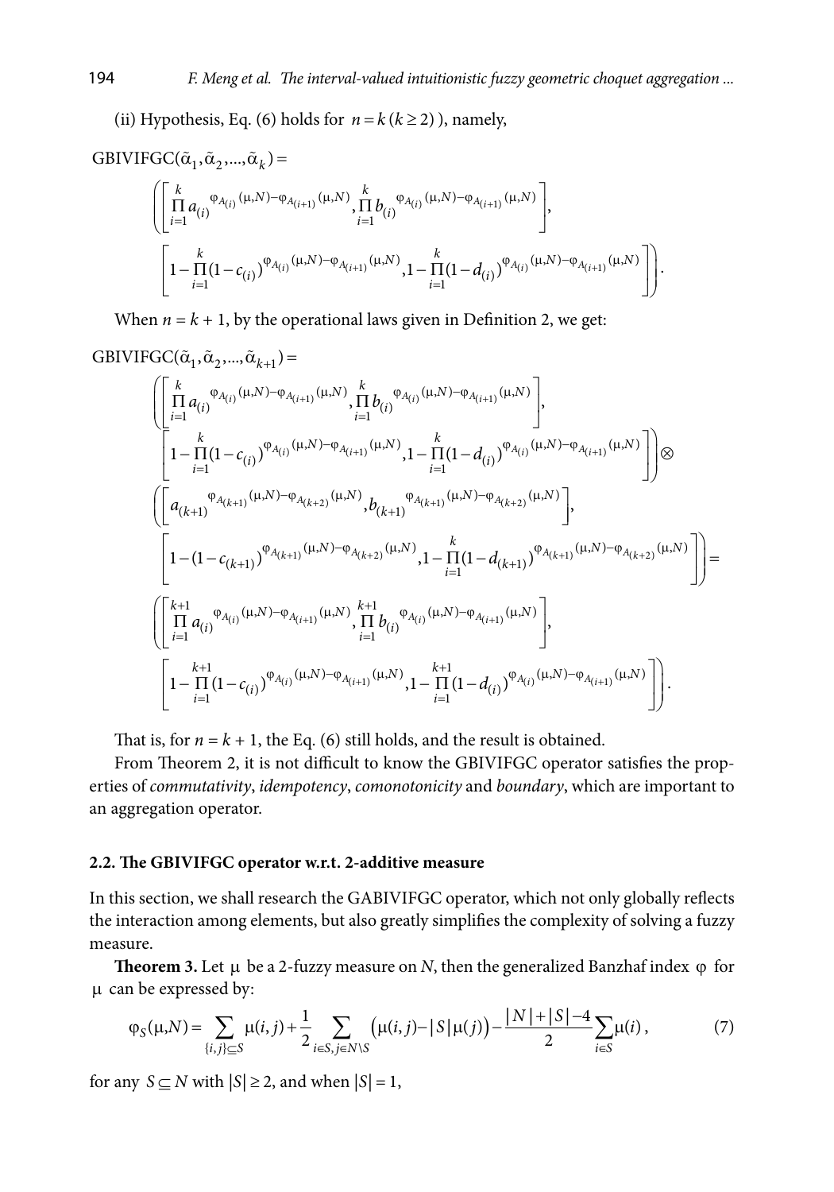(ii) Hypothesis, Eq. (6) holds for $n = k\,(k \geq 2)$), namely,

$$\text{GBIVIFGC}(\tilde{\alpha}_1, \tilde{\alpha}_2, ..., \tilde{\alpha}_k) =$$

$$\left( \left[ \prod_{i=1}^{k} a_{(i)}^{\varphi_{A_{(i)}}(\mu,N) - \varphi_{A_{(i+1)}}(\mu,N)}, \prod_{i=1}^{k} b_{(i)}^{\varphi_{A_{(i)}}(\mu,N) - \varphi_{A_{(i+1)}}(\mu,N)} \right], \right.$$

$$\left. \left[ 1 - \prod_{i=1}^{k} (1 - c_{(i)})^{\varphi_{A_{(i)}}(\mu,N) - \varphi_{A_{(i+1)}}(\mu,N)}, 1 - \prod_{i=1}^{k} (1 - d_{(i)})^{\varphi_{A_{(i)}}(\mu,N) - \varphi_{A_{(i+1)}}(\mu,N)} \right] \right).$$

When $n = k + 1$, by the operational laws given in Definition 2, we get:

$$\text{GBIVIFGC}(\tilde{\alpha}_1, \tilde{\alpha}_2, ..., \tilde{\alpha}_{k+1}) =$$

$$\left( \left[ \prod_{i=1}^{k} a_{(i)}^{\varphi_{A_{(i)}}(\mu,N) - \varphi_{A_{(i+1)}}(\mu,N)}, \prod_{i=1}^{k} b_{(i)}^{\varphi_{A_{(i)}}(\mu,N) - \varphi_{A_{(i+1)}}(\mu,N)} \right], \right.$$

$$\left. \left[ 1 - \prod_{i=1}^{k} (1 - c_{(i)})^{\varphi_{A_{(i)}}(\mu,N) - \varphi_{A_{(i+1)}}(\mu,N)}, 1 - \prod_{i=1}^{k} (1 - d_{(i)})^{\varphi_{A_{(i)}}(\mu,N) - \varphi_{A_{(i+1)}}(\mu,N)} \right] \right) \otimes$$

$$\left( \left[ a_{(k+1)}^{\varphi_{A_{(k+1)}}(\mu,N) - \varphi_{A_{(k+2)}}(\mu,N)}, b_{(k+1)}^{\varphi_{A_{(k+1)}}(\mu,N) - \varphi_{A_{(k+2)}}(\mu,N)} \right], \right.$$

$$\left. \left[ 1 - (1 - c_{(k+1)})^{\varphi_{A_{(k+1)}}(\mu,N) - \varphi_{A_{(k+2)}}(\mu,N)}, 1 - \prod_{i=1}^{k} (1 - d_{(k+1)})^{\varphi_{A_{(k+1)}}(\mu,N) - \varphi_{A_{(k+2)}}(\mu,N)} \right] \right) =$$

$$\left( \left[ \prod_{i=1}^{k+1} a_{(i)}^{\varphi_{A_{(i)}}(\mu,N) - \varphi_{A_{(i+1)}}(\mu,N)}, \prod_{i=1}^{k+1} b_{(i)}^{\varphi_{A_{(i)}}(\mu,N) - \varphi_{A_{(i+1)}}(\mu,N)} \right], \right.$$

$$\left. \left[ 1 - \prod_{i=1}^{k+1} (1 - c_{(i)})^{\varphi_{A_{(i)}}(\mu,N) - \varphi_{A_{(i+1)}}(\mu,N)}, 1 - \prod_{i=1}^{k+1} (1 - d_{(i)})^{\varphi_{A_{(i)}}(\mu,N) - \varphi_{A_{(i+1)}}(\mu,N)} \right] \right).$$

That is, for $n = k + 1$, the Eq. (6) still holds, and the result is obtained.

From Theorem 2, it is not difficult to know the GBIVIFGC operator satisfies the properties of *commutativity*, *idempotency*, *comonotonicity* and *boundary*, which are important to an aggregation operator.

### 2.2. The GBIVIFGC operator w.r.t. 2-additive measure

In this section, we shall research the GABIVIFGC operator, which not only globally reflects the interaction among elements, but also greatly simplifies the complexity of solving a fuzzy measure.

**Theorem 3.** Let $\mu$ be a 2-fuzzy measure on $N$, then the generalized Banzhaf index $\varphi$ for $\mu$ can be expressed by:

$$\varphi_S(\mu, N) = \sum_{\{i,j\} \subseteq S} \mu(i,j) + \frac{1}{2} \sum_{i \in S, j \in N \setminus S} \left( \mu(i,j) - |S| \mu(j) \right) - \frac{|N| + |S| - 4}{2} \sum_{i \in S} \mu(i), \tag{7}$$

for any $S \subseteq N$ with $|S| \geq 2$, and when $|S| = 1$,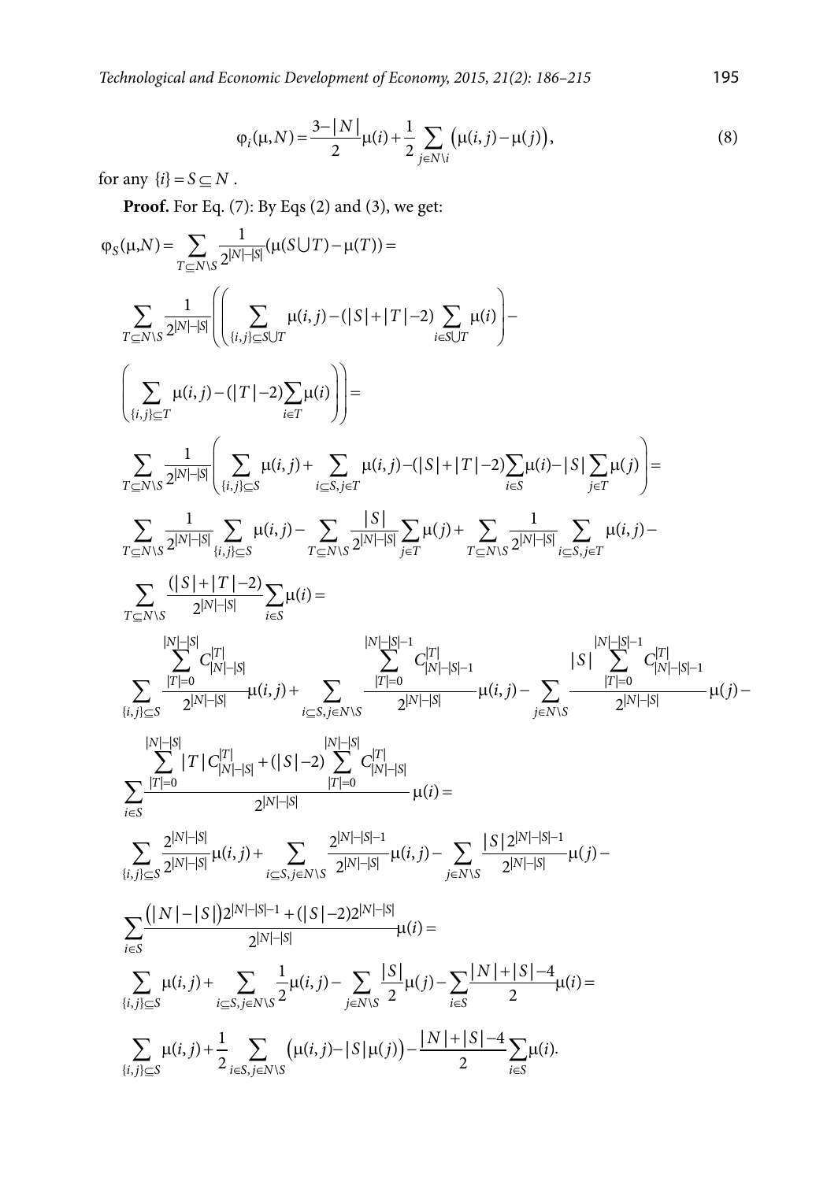$$\varphi_i(\mu, N) = \frac{3-|N|}{2}\mu(i) + \frac{1}{2}\sum_{j \in N \setminus i}\big(\mu(i,j) - \mu(j)\big), \tag{8}$$

for any $\{i\} = S \subseteq N$.

**Proof.** For Eq. (7): By Eqs (2) and (3), we get:

$$\varphi_S(\mu,N) = \sum_{T \subseteq N \setminus S} \frac{1}{2^{|N|-|S|}}(\mu(S \cup T) - \mu(T)) =$$

$$\sum_{T \subseteq N \setminus S} \frac{1}{2^{|N|-|S|}}\left(\left(\sum_{\{i,j\} \subseteq S \cup T} \mu(i,j) - (|S|+|T|-2)\sum_{i \in S \cup T}\mu(i)\right) - \right.$$

$$\left.\left(\sum_{\{i,j\} \subseteq T} \mu(i,j) - (|T|-2)\sum_{i \in T}\mu(i)\right)\right) =$$

$$\sum_{T \subseteq N \setminus S} \frac{1}{2^{|N|-|S|}}\left(\sum_{\{i,j\} \subseteq S} \mu(i,j) + \sum_{i \subseteq S, j \in T} \mu(i,j) - (|S|+|T|-2)\sum_{i \in S}\mu(i) - |S|\sum_{j \in T}\mu(j)\right) =$$

$$\sum_{T \subseteq N \setminus S} \frac{1}{2^{|N|-|S|}} \sum_{\{i,j\} \subseteq S} \mu(i,j) - \sum_{T \subseteq N \setminus S} \frac{|S|}{2^{|N|-|S|}}\sum_{j \in T}\mu(j) + \sum_{T \subseteq N \setminus S} \frac{1}{2^{|N|-|S|}} \sum_{i \subseteq S, j \in T}\mu(i,j) -$$

$$\sum_{T \subseteq N \setminus S} \frac{(|S|+|T|-2)}{2^{|N|-|S|}}\sum_{i \in S}\mu(i) =$$

$$\sum_{\{i,j\} \subseteq S} \frac{\sum_{|T|=0}^{|N|-|S|} C_{|N|-|S|}^{|T|}}{2^{|N|-|S|}}\mu(i,j) + \sum_{i \subseteq S, j \in N \setminus S} \frac{\sum_{|T|=0}^{|N|-|S|-1} C_{|N|-|S|-1}^{|T|}}{2^{|N|-|S|}}\mu(i,j) - \sum_{j \in N \setminus S} \frac{|S|\sum_{|T|=0}^{|N|-|S|-1} C_{|N|-|S|-1}^{|T|}}{2^{|N|-|S|}}\mu(j) -$$

$$\sum_{i \in S} \frac{\sum_{|T|=0}^{|N|-|S|} |T| C_{|N|-|S|}^{|T|} + (|S|-2)\sum_{|T|=0}^{|N|-|S|} C_{|N|-|S|}^{|T|}}{2^{|N|-|S|}}\mu(i) =$$

$$\sum_{\{i,j\} \subseteq S} \frac{2^{|N|-|S|}}{2^{|N|-|S|}}\mu(i,j) + \sum_{i \subseteq S, j \in N \setminus S} \frac{2^{|N|-|S|-1}}{2^{|N|-|S|}}\mu(i,j) - \sum_{j \in N \setminus S} \frac{|S|2^{|N|-|S|-1}}{2^{|N|-|S|}}\mu(j) -$$

$$\sum_{i \in S} \frac{\big(|N|-|S|\big)2^{|N|-|S|-1} + (|S|-2)2^{|N|-|S|}}{2^{|N|-|S|}}\mu(i) =$$

$$\sum_{\{i,j\} \subseteq S} \mu(i,j) + \sum_{i \subseteq S, j \in N \setminus S} \frac{1}{2}\mu(i,j) - \sum_{j \in N \setminus S} \frac{|S|}{2}\mu(j) - \sum_{i \in S} \frac{|N|+|S|-4}{2}\mu(i) =$$

$$\sum_{\{i,j\} \subseteq S} \mu(i,j) + \frac{1}{2}\sum_{i \in S, j \in N \setminus S}\big(\mu(i,j) - |S|\mu(j)\big) - \frac{|N|+|S|-4}{2}\sum_{i \in S}\mu(i).$$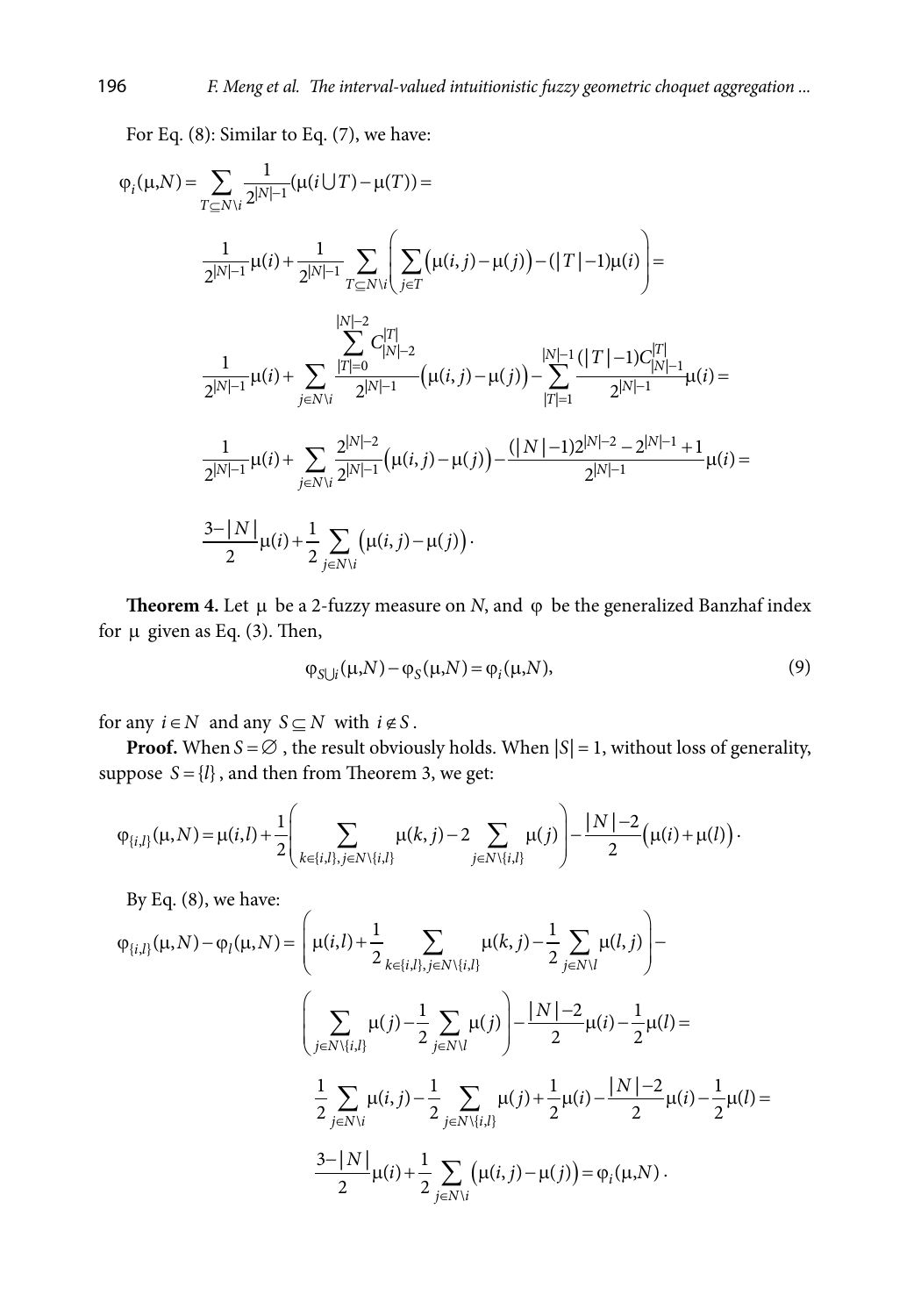For Eq. (8): Similar to Eq. (7), we have:

$$\varphi_i(\mu,N)=\sum_{T\subseteq N\backslash i}\frac{1}{2^{|N|-1}}(\mu(i\cup T)-\mu(T))=$$

$$\frac{1}{2^{|N|-1}}\mu(i)+\frac{1}{2^{|N|-1}}\sum_{T\subseteq N\backslash i}\left(\sum_{j\in T}\left(\mu(i,j)-\mu(j)\right)-(|T|-1)\mu(i)\right)=$$

$$\frac{1}{2^{|N|-1}}\mu(i)+\sum_{j\in N\backslash i}\frac{\sum_{|T|=0}^{|N|-2}C_{|N|-2}^{|T|}}{2^{|N|-1}}\left(\mu(i,j)-\mu(j)\right)-\sum_{|T|=1}^{|N|-1}\frac{(|T|-1)C_{|N|-1}^{|T|}}{2^{|N|-1}}\mu(i)=$$

$$\frac{1}{2^{|N|-1}}\mu(i)+\sum_{j\in N\backslash i}\frac{2^{|N|-2}}{2^{|N|-1}}\left(\mu(i,j)-\mu(j)\right)-\frac{(|N|-1)2^{|N|-2}-2^{|N|-1}+1}{2^{|N|-1}}\mu(i)=$$

$$\frac{3-|N|}{2}\mu(i)+\frac{1}{2}\sum_{j\in N\backslash i}\left(\mu(i,j)-\mu(j)\right).$$

**Theorem 4.** Let $\mu$ be a 2-fuzzy measure on $N$, and $\varphi$ be the generalized Banzhaf index for $\mu$ given as Eq. (3). Then,

$$\varphi_{S\cup i}(\mu,N)-\varphi_S(\mu,N)=\varphi_i(\mu,N), \tag{9}$$

for any $i\in N$ and any $S\subseteq N$ with $i\notin S$.

**Proof.** When $S=\varnothing$, the result obviously holds. When $|S|=1$, without loss of generality, suppose $S=\{l\}$, and then from Theorem 3, we get:

$$\varphi_{\{i,l\}}(\mu,N)=\mu(i,l)+\frac{1}{2}\left(\sum_{k\in\{i,l\},j\in N\backslash\{i,l\}}\mu(k,j)-2\sum_{j\in N\backslash\{i,l\}}\mu(j)\right)-\frac{|N|-2}{2}\left(\mu(i)+\mu(l)\right).$$

By Eq. (8), we have:

$$\varphi_{\{i,l\}}(\mu,N)-\varphi_l(\mu,N)=\left(\mu(i,l)+\frac{1}{2}\sum_{k\in\{i,l\},j\in N\backslash\{i,l\}}\mu(k,j)-\frac{1}{2}\sum_{j\in N\backslash l}\mu(l,j)\right)-$$

$$\left(\sum_{j\in N\backslash\{i,l\}}\mu(j)-\frac{1}{2}\sum_{j\in N\backslash l}\mu(j)\right)-\frac{|N|-2}{2}\mu(i)-\frac{1}{2}\mu(l)=$$

$$\frac{1}{2}\sum_{j\in N\backslash i}\mu(i,j)-\frac{1}{2}\sum_{j\in N\backslash\{i,l\}}\mu(j)+\frac{1}{2}\mu(i)-\frac{|N|-2}{2}\mu(i)-\frac{1}{2}\mu(l)=$$

$$\frac{3-|N|}{2}\mu(i)+\frac{1}{2}\sum_{j\in N\backslash i}\left(\mu(i,j)-\mu(j)\right)=\varphi_i(\mu,N).$$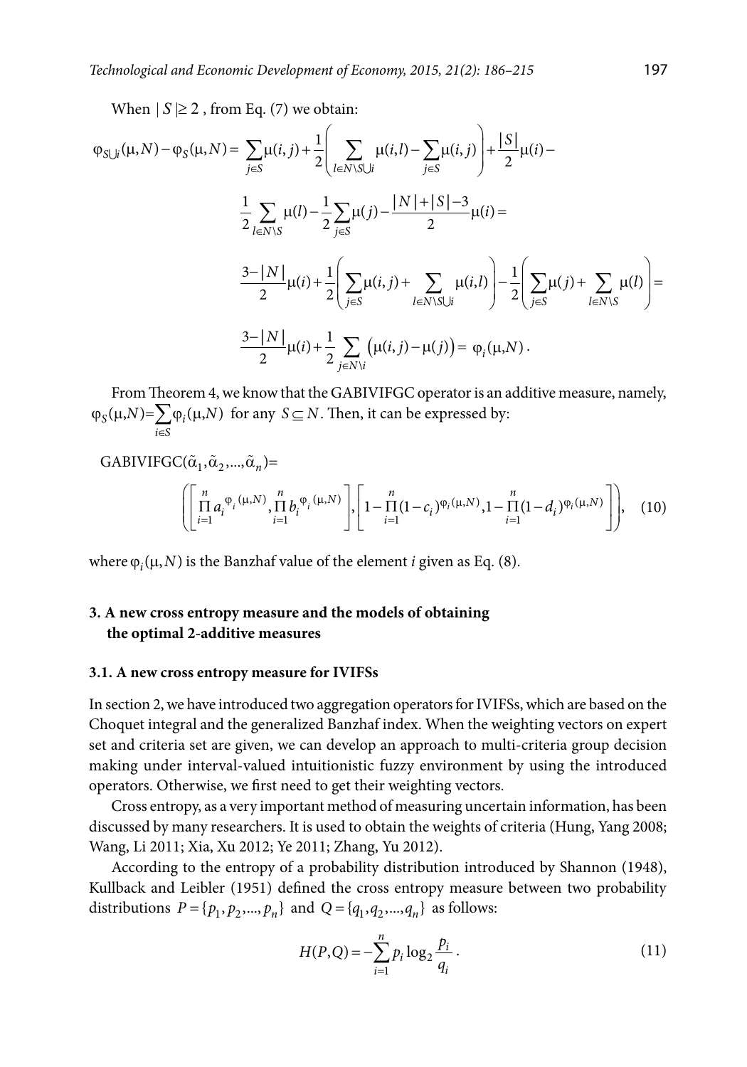When $|S| \geq 2$ , from Eq. (7) we obtain:

$$\varphi_{S\cup i}(\mu,N)-\varphi_S(\mu,N)=\sum_{j\in S}\mu(i,j)+\frac{1}{2}\left(\sum_{l\in N\setminus S\cup i}\mu(i,l)-\sum_{j\in S}\mu(i,j)\right)+\frac{|S|}{2}\mu(i)-$$

$$\frac{1}{2}\sum_{l\in N\setminus S}\mu(l)-\frac{1}{2}\sum_{j\in S}\mu(j)-\frac{|N|+|S|-3}{2}\mu(i)=$$

$$\frac{3-|N|}{2}\mu(i)+\frac{1}{2}\left(\sum_{j\in S}\mu(i,j)+\sum_{l\in N\setminus S\cup i}\mu(i,l)\right)-\frac{1}{2}\left(\sum_{j\in S}\mu(j)+\sum_{l\in N\setminus S}\mu(l)\right)=$$

$$\frac{3-|N|}{2}\mu(i)+\frac{1}{2}\sum_{j\in N\setminus i}\left(\mu(i,j)-\mu(j)\right)=\ \varphi_i(\mu,N)\,.$$

From Theorem 4, we know that the GABIVIFGC operator is an additive measure, namely, $\varphi_S(\mu,N)=\sum_{i\in S}\varphi_i(\mu,N)$ for any $S\subseteq N$. Then, it can be expressed by:

$$\text{GABIVIFGC}(\tilde{\alpha}_1,\tilde{\alpha}_2,\ldots,\tilde{\alpha}_n)=$$

$$\left(\left[\prod_{i=1}^{n}a_i^{\varphi_i(\mu,N)},\prod_{i=1}^{n}b_i^{\varphi_i(\mu,N)}\right],\left[1-\prod_{i=1}^{n}(1-c_i)^{\varphi_i(\mu,N)},1-\prod_{i=1}^{n}(1-d_i)^{\varphi_i(\mu,N)}\right]\right),\quad (10)$$

where $\varphi_i(\mu,N)$ is the Banzhaf value of the element $i$ given as Eq. (8).

## 3. A new cross entropy measure and the models of obtaining the optimal 2-additive measures

### 3.1. A new cross entropy measure for IVIFSs

In section 2, we have introduced two aggregation operators for IVIFSs, which are based on the Choquet integral and the generalized Banzhaf index. When the weighting vectors on expert set and criteria set are given, we can develop an approach to multi-criteria group decision making under interval-valued intuitionistic fuzzy environment by using the introduced operators. Otherwise, we first need to get their weighting vectors.

Cross entropy, as a very important method of measuring uncertain information, has been discussed by many researchers. It is used to obtain the weights of criteria (Hung, Yang 2008; Wang, Li 2011; Xia, Xu 2012; Ye 2011; Zhang, Yu 2012).

According to the entropy of a probability distribution introduced by Shannon (1948), Kullback and Leibler (1951) defined the cross entropy measure between two probability distributions $P=\{p_1,p_2,\ldots,p_n\}$ and $Q=\{q_1,q_2,\ldots,q_n\}$ as follows:

$$H(P,Q)=-\sum_{i=1}^{n}p_i\log_2\frac{p_i}{q_i}\,.\quad (11)$$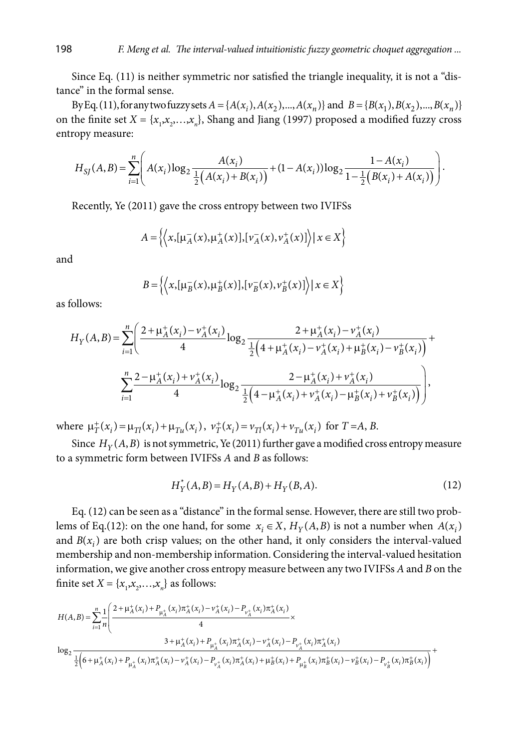Since Eq. (11) is neither symmetric nor satisfied the triangle inequality, it is not a "distance" in the formal sense.

By Eq. (11), for any two fuzzy sets $A = \{A(x_1), A(x_2), ..., A(x_n)\}$ and $B = \{B(x_1), B(x_2), ..., B(x_n)\}$ on the finite set $X = \{x_1, x_2, \ldots, x_n\}$, Shang and Jiang (1997) proposed a modified fuzzy cross entropy measure:

$$H_{SJ}(A,B) = \sum_{i=1}^{n}\left( A(x_i)\log_2 \frac{A(x_i)}{\frac{1}{2}\left(A(x_i)+B(x_i)\right)} + (1-A(x_i))\log_2 \frac{1-A(x_i)}{1-\frac{1}{2}\left(B(x_i)+A(x_i)\right)} \right).$$

Recently, Ye (2011) gave the cross entropy between two IVIFSs

$$A = \left\{\left\langle x, [\mu_A^-(x), \mu_A^+(x)], [\nu_A^-(x), \nu_A^+(x)] \right\rangle \mid x \in X\right\}$$

and

$$B = \left\{\left\langle x, [\mu_B^-(x), \mu_B^+(x)], [\nu_B^-(x), \nu_B^+(x)] \right\rangle \mid x \in X\right\}$$

as follows:

$$H_Y(A,B) = \sum_{i=1}^{n}\left( \frac{2+\mu_A^+(x_i)-\nu_A^+(x_i)}{4}\log_2 \frac{2+\mu_A^+(x_i)-\nu_A^+(x_i)}{\frac{1}{2}\left(4+\mu_A^+(x_i)-\nu_A^+(x_i)+\mu_B^+(x_i)-\nu_B^+(x_i)\right)} + \right.$$
$$\left. \sum_{i=1}^{n}\frac{2-\mu_A^+(x_i)+\nu_A^+(x_i)}{4}\log_2 \frac{2-\mu_A^+(x_i)+\nu_A^+(x_i)}{\frac{1}{2}\left(4-\mu_A^+(x_i)+\nu_A^+(x_i)-\mu_B^+(x_i)+\nu_B^+(x_i)\right)} \right),$$

where $\mu_T^+(x_i) = \mu_{Tl}(x_i) + \mu_{Tu}(x_i)$, $\nu_T^+(x_i) = \nu_{Tl}(x_i) + \nu_{Tu}(x_i)$ for $T = A, B$.

Since $H_Y(A,B)$ is not symmetric, Ye (2011) further gave a modified cross entropy measure to a symmetric form between IVIFSs $A$ and $B$ as follows:

$$H_Y^*(A,B) = H_Y(A,B) + H_Y(B,A). \tag{12}$$

Eq. (12) can be seen as a "distance" in the formal sense. However, there are still two problems of Eq.(12): on the one hand, for some $x_i \in X$, $H_Y(A,B)$ is not a number when $A(x_i)$ and $B(x_i)$ are both crisp values; on the other hand, it only considers the interval-valued membership and non-membership information. Considering the interval-valued hesitation information, we give another cross entropy measure between any two IVIFSs $A$ and $B$ on the finite set $X = \{x_1, x_2, \ldots, x_n\}$ as follows:

$$H(A,B) = \sum_{i=1}^{n}\frac{1}{n}\left( \frac{2+\mu_A^+(x_i)+P_{\mu_A^+}(x_i)\pi_A^+(x_i)-\nu_A^+(x_i)-P_{\nu_A^+}(x_i)\pi_A^+(x_i)}{4} \times \right.$$
$$\log_2 \frac{3+\mu_A^+(x_i)+P_{\mu_A^+}(x_i)\pi_A^+(x_i)-\nu_A^+(x_i)-P_{\nu_A^+}(x_i)\pi_A^+(x_i)}{\frac{1}{2}\left(6+\mu_A^+(x_i)+P_{\mu_A^+}(x_i)\pi_A^+(x_i)-\nu_A^+(x_i)-P_{\nu_A^+}(x_i)\pi_A^+(x_i)+\mu_B^+(x_i)+P_{\mu_B^+}(x_i)\pi_B^+(x_i)-\nu_B^+(x_i)-P_{\nu_B^+}(x_i)\pi_B^+(x_i)\right)} +$$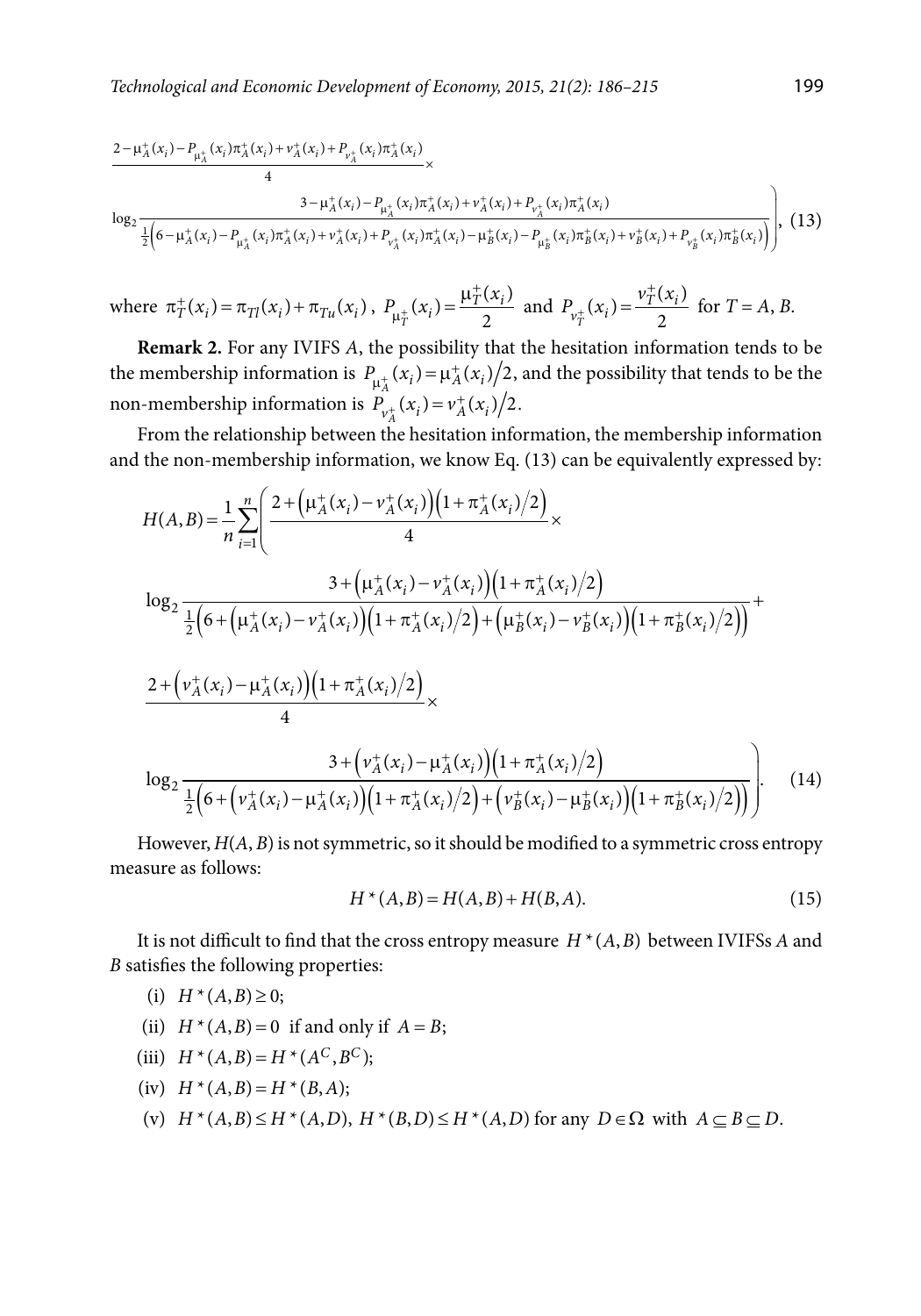$$\frac{2-\mu_A^+(x_i)-P_{\mu_A^+}(x_i)\pi_A^+(x_i)+\nu_A^+(x_i)+P_{\nu_A^+}(x_i)\pi_A^+(x_i)}{4}\times$$

$$\left.\log_2\frac{3-\mu_A^+(x_i)-P_{\mu_A^+}(x_i)\pi_A^+(x_i)+\nu_A^+(x_i)+P_{\nu_A^+}(x_i)\pi_A^+(x_i)}{\frac{1}{2}\left(6-\mu_A^+(x_i)-P_{\mu_A^+}(x_i)\pi_A^+(x_i)+\nu_A^+(x_i)+P_{\nu_A^+}(x_i)\pi_A^+(x_i)-\mu_B^+(x_i)-P_{\mu_B^+}(x_i)\pi_B^+(x_i)+\nu_B^+(x_i)+P_{\nu_B^+}(x_i)\pi_B^+(x_i)\right)}\right), \quad (13)$$

where $\pi_T^+(x_i)=\pi_{Tl}(x_i)+\pi_{Tu}(x_i)$, $P_{\mu_T^+}(x_i)=\dfrac{\mu_T^+(x_i)}{2}$ and $P_{\nu_T^+}(x_i)=\dfrac{\nu_T^+(x_i)}{2}$ for $T=A, B$.

**Remark 2.** For any IVIFS $A$, the possibility that the hesitation information tends to be the membership information is $P_{\mu_A^+}(x_i)=\mu_A^+(x_i)/2$, and the possibility that tends to be the non-membership information is $P_{\nu_A^+}(x_i)=\nu_A^+(x_i)/2$.

From the relationship between the hesitation information, the membership information and the non-membership information, we know Eq. (13) can be equivalently expressed by:

$$H(A,B)=\frac{1}{n}\sum_{i=1}^{n}\left(\frac{2+\left(\mu_A^+(x_i)-\nu_A^+(x_i)\right)\left(1+\pi_A^+(x_i)/2\right)}{4}\times\right.$$

$$\log_2\frac{3+\left(\mu_A^+(x_i)-\nu_A^+(x_i)\right)\left(1+\pi_A^+(x_i)/2\right)}{\frac{1}{2}\left(6+\left(\mu_A^+(x_i)-\nu_A^+(x_i)\right)\left(1+\pi_A^+(x_i)/2\right)+\left(\mu_B^+(x_i)-\nu_B^+(x_i)\right)\left(1+\pi_B^+(x_i)/2\right)\right)}+$$

$$\frac{2+\left(\nu_A^+(x_i)-\mu_A^+(x_i)\right)\left(1+\pi_A^+(x_i)/2\right)}{4}\times$$

$$\left.\log_2\frac{3+\left(\nu_A^+(x_i)-\mu_A^+(x_i)\right)\left(1+\pi_A^+(x_i)/2\right)}{\frac{1}{2}\left(6+\left(\nu_A^+(x_i)-\mu_A^+(x_i)\right)\left(1+\pi_A^+(x_i)/2\right)+\left(\nu_B^+(x_i)-\mu_B^+(x_i)\right)\left(1+\pi_B^+(x_i)/2\right)\right)}\right). \quad (14)$$

However, $H(A,B)$ is not symmetric, so it should be modified to a symmetric cross entropy measure as follows:

$$H^*(A,B)=H(A,B)+H(B,A). \quad (15)$$

It is not difficult to find that the cross entropy measure $H^*(A,B)$ between IVIFSs $A$ and $B$ satisfies the following properties:

(i) $H^*(A,B)\geq 0$;

(ii) $H^*(A,B)=0$ if and only if $A=B$;

(iii) $H^*(A,B)=H^*(A^C,B^C)$;

(iv) $H^*(A,B)=H^*(B,A)$;

(v) $H^*(A,B)\leq H^*(A,D)$, $H^*(B,D)\leq H^*(A,D)$ for any $D\in\Omega$ with $A\subseteq B\subseteq D$.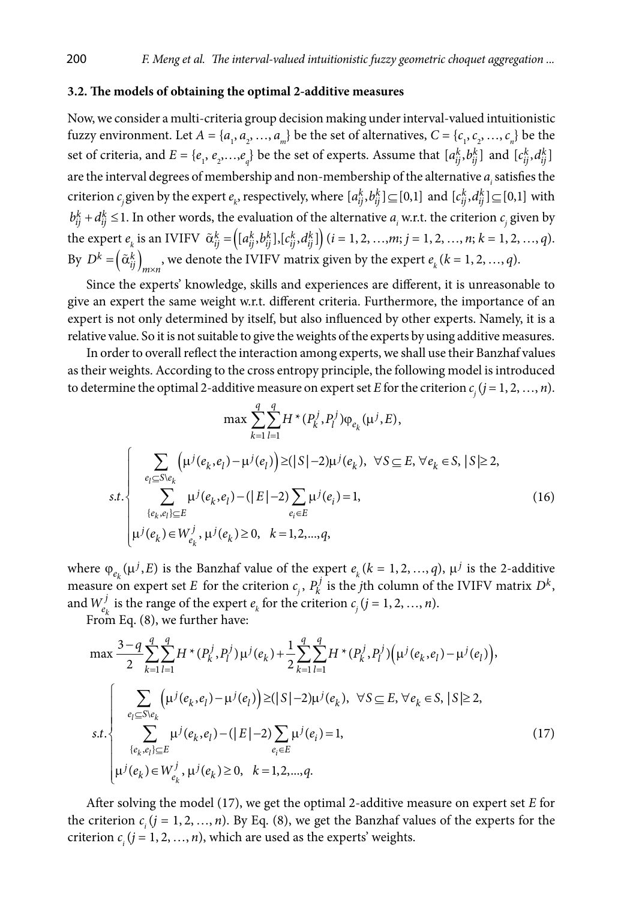### 3.2. The models of obtaining the optimal 2-additive measures

Now, we consider a multi-criteria group decision making under interval-valued intuitionistic fuzzy environment. Let $A = \{a_1, a_2, \ldots, a_m\}$ be the set of alternatives, $C = \{c_1, c_2, \ldots, c_n\}$ be the set of criteria, and $E = \{e_1, e_2, \ldots, e_q\}$ be the set of experts. Assume that $[a_{ij}^k, b_{ij}^k]$ and $[c_{ij}^k, d_{ij}^k]$ are the interval degrees of membership and non-membership of the alternative $a_i$ satisfies the criterion $c_j$ given by the expert $e_k$, respectively, where $[a_{ij}^k, b_{ij}^k] \subseteq [0,1]$ and $[c_{ij}^k, d_{ij}^k] \subseteq [0,1]$ with $b_{ij}^k + d_{ij}^k \leq 1$. In other words, the evaluation of the alternative $a_i$ w.r.t. the criterion $c_j$ given by the expert $e_k$ is an IVIFV $\tilde{\alpha}_{ij}^k = \left([a_{ij}^k, b_{ij}^k], [c_{ij}^k, d_{ij}^k]\right)$ ($i = 1, 2, \ldots, m$; $j = 1, 2, \ldots, n$; $k = 1, 2, \ldots, q$). By $D^k = \left(\tilde{\alpha}_{ij}^k\right)_{m \times n}$, we denote the IVIFV matrix given by the expert $e_k$ ($k = 1, 2, \ldots, q$).

Since the experts' knowledge, skills and experiences are different, it is unreasonable to give an expert the same weight w.r.t. different criteria. Furthermore, the importance of an expert is not only determined by itself, but also influenced by other experts. Namely, it is a relative value. So it is not suitable to give the weights of the experts by using additive measures.

In order to overall reflect the interaction among experts, we shall use their Banzhaf values as their weights. According to the cross entropy principle, the following model is introduced to determine the optimal 2-additive measure on expert set $E$ for the criterion $c_j$ ($j = 1, 2, \ldots, n$).

$$
\max \sum_{k=1}^{q} \sum_{l=1}^{q} H^*(P_k^j, P_l^j) \varphi_{e_k}(\mu^j, E),
$$

$$
s.t. \begin{cases} \sum_{e_l \subseteq S \backslash e_k} \left(\mu^j(e_k, e_l) - \mu^j(e_l)\right) \geq (|S| - 2)\mu^j(e_k), \ \ \forall S \subseteq E, \forall e_k \in S, |S| \geq 2, \\ \sum_{\{e_k, e_l\} \subseteq E} \mu^j(e_k, e_l) - (|E| - 2) \sum_{e_i \in E} \mu^j(e_i) = 1, \\ \mu^j(e_k) \in W_{e_k}^j, \ \mu^j(e_k) \geq 0, \ \ k = 1, 2, \ldots, q, \end{cases} \tag{16}
$$

where $\varphi_{e_k}(\mu^j, E)$ is the Banzhaf value of the expert $e_k$ ($k = 1, 2, \ldots, q$), $\mu^j$ is the 2-additive measure on expert set $E$ for the criterion $c_j$, $P_k^j$ is the $j$th column of the IVIFV matrix $D^k$, and $W_{e_k}^j$ is the range of the expert $e_k$ for the criterion $c_j$ ($j = 1, 2, \ldots, n$).

From Eq. (8), we further have:

$$
\max \frac{3-q}{2} \sum_{k=1}^{q} \sum_{l=1}^{q} H^*(P_k^j, P_l^j) \mu^j(e_k) + \frac{1}{2} \sum_{k=1}^{q} \sum_{l=1}^{q} H^*(P_k^j, P_l^j) \left(\mu^j(e_k, e_l) - \mu^j(e_l)\right),
$$

$$
s.t. \begin{cases} \sum_{e_l \subseteq S \backslash e_k} \left(\mu^j(e_k, e_l) - \mu^j(e_l)\right) \geq (|S| - 2)\mu^j(e_k), \ \ \forall S \subseteq E, \forall e_k \in S, |S| \geq 2, \\ \sum_{\{e_k, e_l\} \subseteq E} \mu^j(e_k, e_l) - (|E| - 2) \sum_{e_i \in E} \mu^j(e_i) = 1, \\ \mu^j(e_k) \in W_{e_k}^j, \ \mu^j(e_k) \geq 0, \ \ k = 1, 2, \ldots, q. \end{cases} \tag{17}
$$

After solving the model (17), we get the optimal 2-additive measure on expert set $E$ for the criterion $c_i$ ($j = 1, 2, \ldots, n$). By Eq. (8), we get the Banzhaf values of the experts for the criterion $c_i$ ($j = 1, 2, \ldots, n$), which are used as the experts' weights.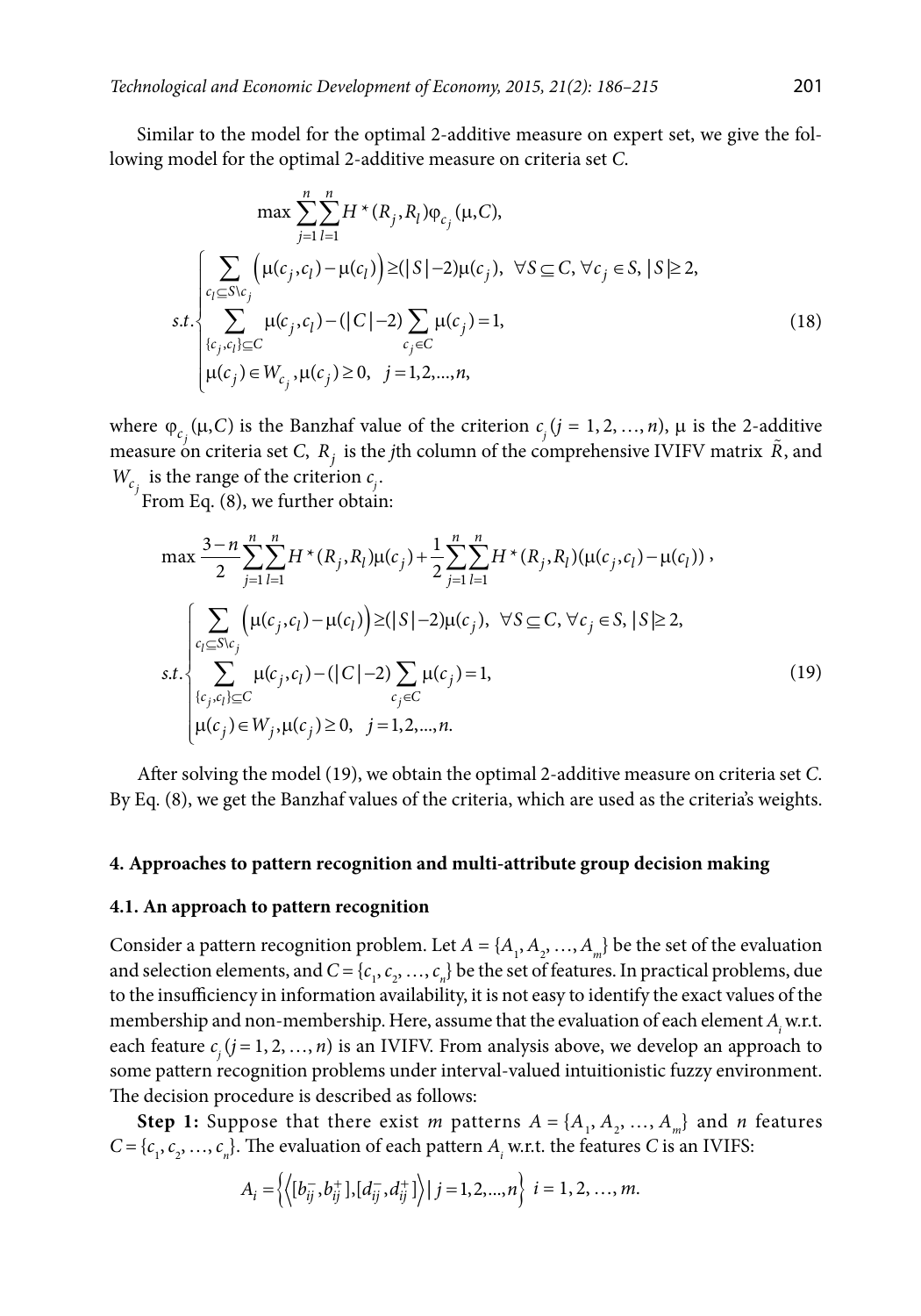Similar to the model for the optimal 2-additive measure on expert set, we give the following model for the optimal 2-additive measure on criteria set $C$.

$$\max \sum_{j=1}^{n}\sum_{l=1}^{n} H^{\star}(R_j, R_l)\varphi_{c_j}(\mu, C),$$

$$s.t.\begin{cases} \sum_{c_l \subseteq S \backslash c_j} \left(\mu(c_j, c_l) - \mu(c_l)\right) \geq (|S|-2)\mu(c_j), \ \ \forall S \subseteq C, \forall c_j \in S, |S| \geq 2, \\ \sum_{\{c_j, c_l\} \subseteq C} \mu(c_j, c_l) - (|C|-2)\sum_{c_j \in C} \mu(c_j) = 1, \\ \mu(c_j) \in W_{c_j}, \mu(c_j) \geq 0, \ \ j = 1, 2, ..., n, \end{cases} \tag{18}$$

where $\varphi_{c_j}(\mu, C)$ is the Banzhaf value of the criterion $c_j$ $(j = 1, 2, \ldots, n)$, $\mu$ is the 2-additive measure on criteria set $C$, $R_j$ is the $j$th column of the comprehensive IVIFV matrix $\tilde{R}$, and $W_{c_j}$ is the range of the criterion $c_j$.

From Eq. (8), we further obtain:

$$\max \frac{3-n}{2}\sum_{j=1}^{n}\sum_{l=1}^{n} H^{\star}(R_j, R_l)\mu(c_j) + \frac{1}{2}\sum_{j=1}^{n}\sum_{l=1}^{n} H^{\star}(R_j, R_l)(\mu(c_j, c_l) - \mu(c_l)),$$

$$s.t.\begin{cases} \sum_{c_l \subseteq S \backslash c_j} \left(\mu(c_j, c_l) - \mu(c_l)\right) \geq (|S|-2)\mu(c_j), \ \ \forall S \subseteq C, \forall c_j \in S, |S| \geq 2, \\ \sum_{\{c_j, c_l\} \subseteq C} \mu(c_j, c_l) - (|C|-2)\sum_{c_j \in C} \mu(c_j) = 1, \\ \mu(c_j) \in W_j, \mu(c_j) \geq 0, \ \ j = 1, 2, ..., n. \end{cases} \tag{19}$$

After solving the model (19), we obtain the optimal 2-additive measure on criteria set $C$. By Eq. (8), we get the Banzhaf values of the criteria, which are used as the criteria's weights.

## 4. Approaches to pattern recognition and multi-attribute group decision making

### 4.1. An approach to pattern recognition

Consider a pattern recognition problem. Let $A = \{A_1, A_2, \ldots, A_m\}$ be the set of the evaluation and selection elements, and $C = \{c_1, c_2, \ldots, c_n\}$ be the set of features. In practical problems, due to the insufficiency in information availability, it is not easy to identify the exact values of the membership and non-membership. Here, assume that the evaluation of each element $A_i$ w.r.t. each feature $c_j$ $(j = 1, 2, \ldots, n)$ is an IVIFV. From analysis above, we develop an approach to some pattern recognition problems under interval-valued intuitionistic fuzzy environment. The decision procedure is described as follows:

**Step 1:** Suppose that there exist $m$ patterns $A = \{A_1, A_2, \ldots, A_m\}$ and $n$ features $C = \{c_1, c_2, \ldots, c_n\}$. The evaluation of each pattern $A_i$ w.r.t. the features $C$ is an IVIFS:

$$A_i = \left\{\left\langle [b_{ij}^-, b_{ij}^+], [d_{ij}^-, d_{ij}^+] \right\rangle | \, j = 1, 2, ..., n\right\} \ i = 1, 2, \ldots, m.$$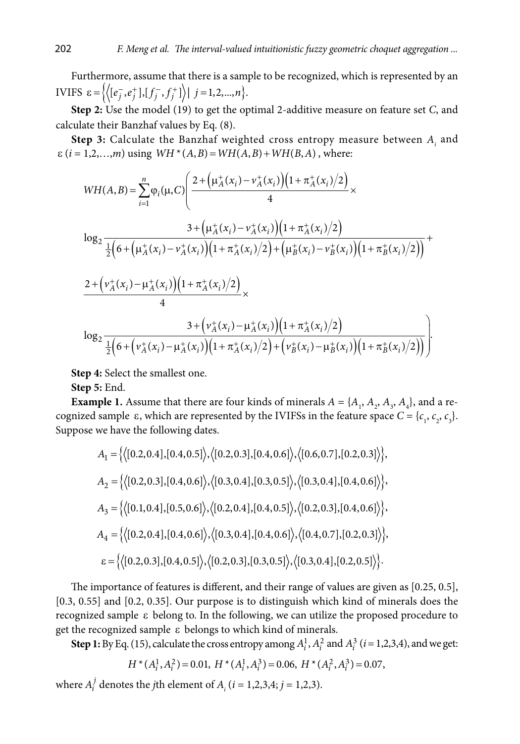Furthermore, assume that there is a sample to be recognized, which is represented by an IVIFS $\varepsilon = \left\{ \left\langle [e_j^-, e_j^+], [f_j^-, f_j^+] \right\rangle \mid j = 1,2,...,n \right\}$.

**Step 2:** Use the model (19) to get the optimal 2-additive measure on feature set $C$, and calculate their Banzhaf values by Eq. (8).

**Step 3:** Calculate the Banzhaf weighted cross entropy measure between $A_i$ and $\varepsilon$ $(i = 1,2,\ldots,m)$ using $WH^*(A,B) = WH(A,B) + WH(B,A)$, where:

$$WH(A,B) = \sum_{i=1}^{n} \varphi_i(\mu, C) \left( \frac{2 + \left(\mu_A^+(x_i) - v_A^+(x_i)\right)\left(1 + \pi_A^+(x_i)/2\right)}{4} \times \right.$$

$$\log_2 \frac{3 + \left(\mu_A^+(x_i) - v_A^+(x_i)\right)\left(1 + \pi_A^+(x_i)/2\right)}{\frac{1}{2}\left(6 + \left(\mu_A^+(x_i) - v_A^+(x_i)\right)\left(1 + \pi_A^+(x_i)/2\right) + \left(\mu_B^+(x_i) - v_B^+(x_i)\right)\left(1 + \pi_B^+(x_i)/2\right)\right)} +$$

$$\frac{2 + \left(v_A^+(x_i) - \mu_A^+(x_i)\right)\left(1 + \pi_A^+(x_i)/2\right)}{4} \times$$

$$\left. \log_2 \frac{3 + \left(v_A^+(x_i) - \mu_A^+(x_i)\right)\left(1 + \pi_A^+(x_i)/2\right)}{\frac{1}{2}\left(6 + \left(v_A^+(x_i) - \mu_A^+(x_i)\right)\left(1 + \pi_A^+(x_i)/2\right) + \left(v_B^+(x_i) - \mu_B^+(x_i)\right)\left(1 + \pi_B^+(x_i)/2\right)\right)} \right).$$

**Step 4:** Select the smallest one.

**Step 5:** End.

**Example 1.** Assume that there are four kinds of minerals $A = \{A_1, A_2, A_3, A_4\}$, and a recognized sample $\varepsilon$, which are represented by the IVIFSs in the feature space $C = \{c_1, c_2, c_3\}$. Suppose we have the following dates.

$$A_1 = \left\{ \left\langle [0.2,0.4],[0.4,0.5] \right\rangle, \left\langle [0.2,0.3],[0.4,0.6] \right\rangle, \left\langle [0.6,0.7],[0.2,0.3] \right\rangle \right\},$$

$$A_2 = \left\{ \left\langle [0.2,0.3],[0.4,0.6] \right\rangle, \left\langle [0.3,0.4],[0.3,0.5] \right\rangle, \left\langle [0.3,0.4],[0.4,0.6] \right\rangle \right\},$$

$$A_3 = \left\{ \left\langle [0.1,0.4],[0.5,0.6] \right\rangle, \left\langle [0.2,0.4],[0.4,0.5] \right\rangle, \left\langle [0.2,0.3],[0.4,0.6] \right\rangle \right\},$$

$$A_4 = \left\{ \left\langle [0.2,0.4],[0.4,0.6] \right\rangle, \left\langle [0.3,0.4],[0.4,0.6] \right\rangle, \left\langle [0.4,0.7],[0.2,0.3] \right\rangle \right\},$$

$$\varepsilon = \left\{ \left\langle [0.2,0.3],[0.4,0.5] \right\rangle, \left\langle [0.2,0.3],[0.3,0.5] \right\rangle, \left\langle [0.3,0.4],[0.2,0.5] \right\rangle \right\}.$$

The importance of features is different, and their range of values are given as [0.25, 0.5], [0.3, 0.55] and [0.2, 0.35]. Our purpose is to distinguish which kind of minerals does the recognized sample $\varepsilon$ belong to. In the following, we can utilize the proposed procedure to get the recognized sample $\varepsilon$ belongs to which kind of minerals.

**Step 1:** By Eq. (15), calculate the cross entropy among $A_i^1, A_i^2$ and $A_i^3$ $(i = 1,2,3,4)$, and we get:

$$H^*(A_i^1, A_i^2) = 0.01,\ H^*(A_i^1, A_i^3) = 0.06,\ H^*(A_i^2, A_i^3) = 0.07,$$

where $A_i^j$ denotes the $j$th element of $A_i$ $(i = 1,2,3,4;\ j = 1,2,3)$.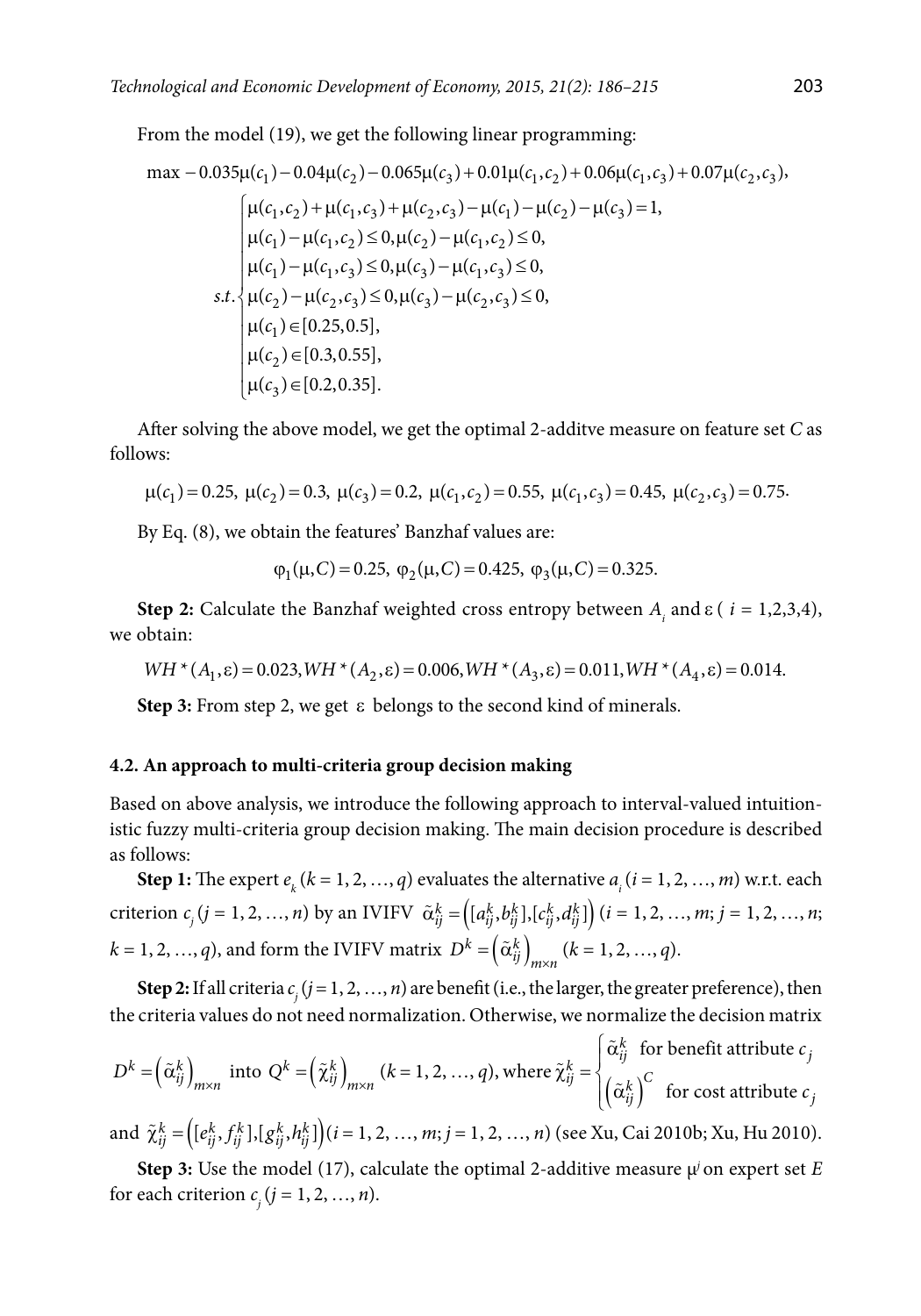From the model (19), we get the following linear programming:

$$\max -0.035\mu(c_1) - 0.04\mu(c_2) - 0.065\mu(c_3) + 0.01\mu(c_1,c_2) + 0.06\mu(c_1,c_3) + 0.07\mu(c_2,c_3),$$

$$s.t.\begin{cases} \mu(c_1,c_2) + \mu(c_1,c_3) + \mu(c_2,c_3) - \mu(c_1) - \mu(c_2) - \mu(c_3) = 1, \\ \mu(c_1) - \mu(c_1,c_2) \le 0, \mu(c_2) - \mu(c_1,c_2) \le 0, \\ \mu(c_1) - \mu(c_1,c_3) \le 0, \mu(c_3) - \mu(c_1,c_3) \le 0, \\ \mu(c_2) - \mu(c_2,c_3) \le 0, \mu(c_3) - \mu(c_2,c_3) \le 0, \\ \mu(c_1) \in [0.25, 0.5], \\ \mu(c_2) \in [0.3, 0.55], \\ \mu(c_3) \in [0.2, 0.35]. \end{cases}$$

After solving the above model, we get the optimal 2-additve measure on feature set $C$ as follows:

$$\mu(c_1) = 0.25,\ \mu(c_2) = 0.3,\ \mu(c_3) = 0.2,\ \mu(c_1,c_2) = 0.55,\ \mu(c_1,c_3) = 0.45,\ \mu(c_2,c_3) = 0.75.$$

By Eq. (8), we obtain the features' Banzhaf values are:

$$\varphi_1(\mu,C) = 0.25,\ \varphi_2(\mu,C) = 0.425,\ \varphi_3(\mu,C) = 0.325.$$

**Step 2:** Calculate the Banzhaf weighted cross entropy between $A_i$ and $\varepsilon$ ( $i = 1,2,3,4$), we obtain:

$$WH^*(A_1,\varepsilon) = 0.023, WH^*(A_2,\varepsilon) = 0.006, WH^*(A_3,\varepsilon) = 0.011, WH^*(A_4,\varepsilon) = 0.014.$$

**Step 3:** From step 2, we get $\varepsilon$ belongs to the second kind of minerals.

### 4.2. An approach to multi-criteria group decision making

Based on above analysis, we introduce the following approach to interval-valued intuitionistic fuzzy multi-criteria group decision making. The main decision procedure is described as follows:

**Step 1:** The expert $e_k\,(k = 1, 2, \ldots, q)$ evaluates the alternative $a_i\,(i = 1, 2, \ldots, m)$ w.r.t. each criterion $c_j\,(j = 1, 2, \ldots, n)$ by an IVIFV $\tilde{\alpha}_{ij}^k = \left([a_{ij}^k, b_{ij}^k], [c_{ij}^k, d_{ij}^k]\right)$ $(i = 1, 2, \ldots, m; j = 1, 2, \ldots, n; k = 1, 2, \ldots, q)$, and form the IVIFV matrix $D^k = \left(\tilde{\alpha}_{ij}^k\right)_{m\times n}$ $(k = 1, 2, \ldots, q)$.

**Step 2:** If all criteria $c_j\,(j = 1, 2, \ldots, n)$ are benefit (i.e., the larger, the greater preference), then the criteria values do not need normalization. Otherwise, we normalize the decision matrix $D^k = \left(\tilde{\alpha}_{ij}^k\right)_{m\times n}$ into $Q^k = \left(\tilde{\chi}_{ij}^k\right)_{m\times n}$ $(k = 1, 2, \ldots, q)$, where $\tilde{\chi}_{ij}^k = \begin{cases} \tilde{\alpha}_{ij}^k & \text{for benefit attribute } c_j \\ \left(\tilde{\alpha}_{ij}^k\right)^C & \text{for cost attribute } c_j \end{cases}$ and $\tilde{\chi}_{ij}^k = \left([e_{ij}^k, f_{ij}^k], [g_{ij}^k, h_{ij}^k]\right)$ $(i = 1, 2, \ldots, m; j = 1, 2, \ldots, n)$ (see Xu, Cai 2010b; Xu, Hu 2010).

**Step 3:** Use the model (17), calculate the optimal 2-additive measure $\mu^j$ on expert set $E$ for each criterion $c_j\,(j = 1, 2, \ldots, n)$.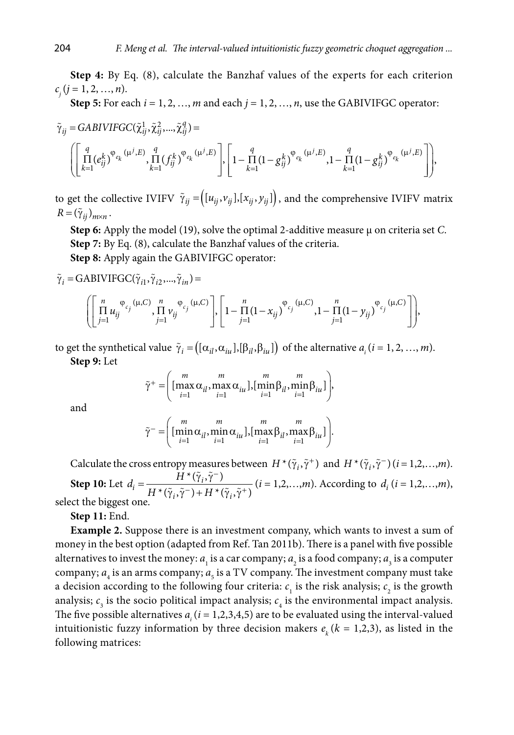**Step 4:** By Eq. (8), calculate the Banzhaf values of the experts for each criterion $c_j$ $(j = 1, 2, \ldots, n)$.

**Step 5:** For each $i = 1, 2, \ldots, m$ and each $j = 1, 2, \ldots, n$, use the GABIVIFGC operator:

$$\tilde{\gamma}_{ij} = GABIVIFGC(\tilde{\chi}_{ij}^1, \tilde{\chi}_{ij}^2, \ldots, \tilde{\chi}_{ij}^q) =$$

$$\left( \left[ \prod_{k=1}^{q} (e_{ij}^k)^{\varphi_{e_k}(\mu^j, E)}, \prod_{k=1}^{q} (f_{ij}^k)^{\varphi_{e_k}(\mu^j, E)} \right], \left[ 1 - \prod_{k=1}^{q} (1 - g_{ij}^k)^{\varphi_{e_k}(\mu^j, E)}, 1 - \prod_{k=1}^{q} (1 - g_{ij}^k)^{\varphi_{e_k}(\mu^j, E)} \right] \right),$$

to get the collective IVIFV $\tilde{\gamma}_{ij} = \left( [u_{ij}, v_{ij}], [x_{ij}, y_{ij}] \right)$, and the comprehensive IVIFV matrix $R = (\tilde{\gamma}_{ij})_{m \times n}$.

**Step 6:** Apply the model (19), solve the optimal 2-additive measure μ on criteria set $C$.

**Step 7:** By Eq. (8), calculate the Banzhaf values of the criteria.

**Step 8:** Apply again the GABIVIFGC operator:

$$\tilde{\gamma}_i = \text{GABIVIFGC}(\tilde{\gamma}_{i1}, \tilde{\gamma}_{i2}, \ldots, \tilde{\gamma}_{in}) =$$

$$\left( \left[ \prod_{j=1}^{n} u_{ij}^{\varphi_{c_j}(\mu, C)}, \prod_{j=1}^{n} v_{ij}^{\varphi_{c_j}(\mu, C)} \right], \left[ 1 - \prod_{j=1}^{n} (1 - x_{ij})^{\varphi_{c_j}(\mu, C)}, 1 - \prod_{j=1}^{n} (1 - y_{ij})^{\varphi_{c_j}(\mu, C)} \right] \right),$$

to get the synthetical value $\tilde{\gamma}_i = \left( [\alpha_{il}, \alpha_{iu}], [\beta_{il}, \beta_{iu}] \right)$ of the alternative $a_i$ $(i = 1, 2, \ldots, m)$.

**Step 9:** Let

$$\tilde{\gamma}^+ = \left( [\max_{i=1}^{m} \alpha_{il}, \max_{i=1}^{m} \alpha_{iu}], [\min_{i=1}^{m} \beta_{il}, \min_{i=1}^{m} \beta_{iu}] \right),$$

and

$$\tilde{\gamma}^- = \left( [\min_{i=1}^{m} \alpha_{il}, \min_{i=1}^{m} \alpha_{iu}], [\max_{i=1}^{m} \beta_{il}, \max_{i=1}^{m} \beta_{iu}] \right).$$

Calculate the cross entropy measures between $H^*(\tilde{\gamma}_i, \tilde{\gamma}^+)$ and $H^*(\tilde{\gamma}_i, \tilde{\gamma}^-)$ $(i = 1,2,\ldots,m)$.

**Step 10:** Let $d_i = \dfrac{H^*(\tilde{\gamma}_i, \tilde{\gamma}^-)}{H^*(\tilde{\gamma}_i, \tilde{\gamma}^-) + H^*(\tilde{\gamma}_i, \tilde{\gamma}^+)}$ $(i = 1,2,\ldots,m)$. According to $d_i$ $(i = 1,2,\ldots,m)$, select the biggest one.

**Step 11:** End.

**Example 2.** Suppose there is an investment company, which wants to invest a sum of money in the best option (adapted from Ref. Tan 2011b). There is a panel with five possible alternatives to invest the money: $a_1$ is a car company; $a_2$ is a food company; $a_3$ is a computer company; $a_4$ is an arms company; $a_5$ is a TV company. The investment company must take a decision according to the following four criteria: $c_1$ is the risk analysis; $c_2$ is the growth analysis; $c_3$ is the socio political impact analysis; $c_4$ is the environmental impact analysis. The five possible alternatives $a_i$ $(i = 1,2,3,4,5)$ are to be evaluated using the interval-valued intuitionistic fuzzy information by three decision makers $e_k$ $(k = 1,2,3)$, as listed in the following matrices: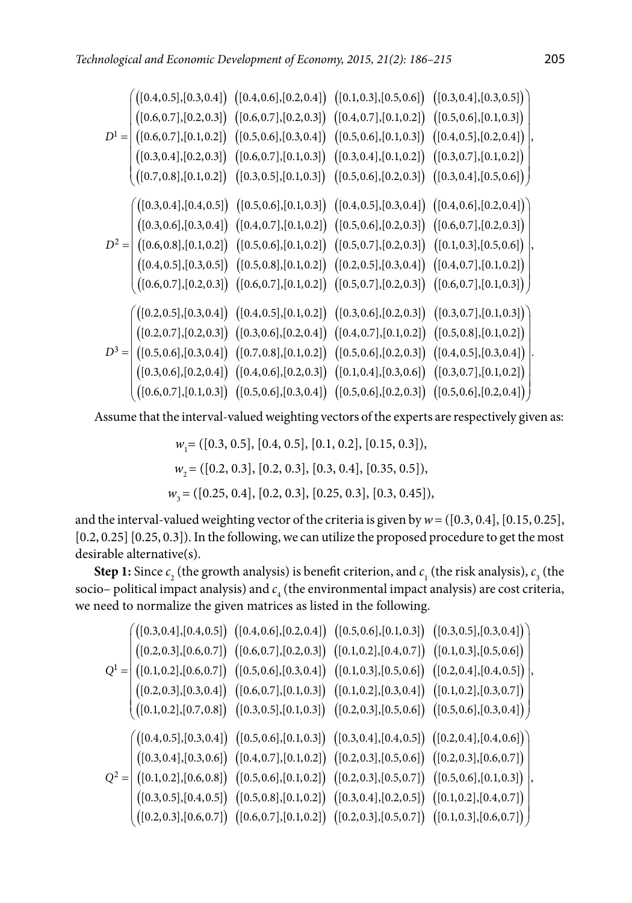$$D^1 = \begin{pmatrix} ([0.4,0.5],[0.3,0.4]) & ([0.4,0.6],[0.2,0.4]) & ([0.1,0.3],[0.5,0.6]) & ([0.3,0.4],[0.3,0.5]) \\ ([0.6,0.7],[0.2,0.3]) & ([0.6,0.7],[0.2,0.3]) & ([0.4,0.7],[0.1,0.2]) & ([0.5,0.6],[0.1,0.3]) \\ ([0.6,0.7],[0.1,0.2]) & ([0.5,0.6],[0.3,0.4]) & ([0.5,0.6],[0.1,0.3]) & ([0.4,0.5],[0.2,0.4]) \\ ([0.3,0.4],[0.2,0.3]) & ([0.6,0.7],[0.1,0.3]) & ([0.3,0.4],[0.1,0.2]) & ([0.3,0.7],[0.1,0.2]) \\ ([0.7,0.8],[0.1,0.2]) & ([0.3,0.5],[0.1,0.3]) & ([0.5,0.6],[0.2,0.3]) & ([0.3,0.4],[0.5,0.6]) \end{pmatrix},$$

$$D^2 = \begin{pmatrix} ([0.3,0.4],[0.4,0.5]) & ([0.5,0.6],[0.1,0.3]) & ([0.4,0.5],[0.3,0.4]) & ([0.4,0.6],[0.2,0.4]) \\ ([0.3,0.6],[0.3,0.4]) & ([0.4,0.7],[0.1,0.2]) & ([0.5,0.6],[0.2,0.3]) & ([0.6,0.7],[0.2,0.3]) \\ ([0.6,0.8],[0.1,0.2]) & ([0.5,0.6],[0.1,0.2]) & ([0.5,0.7],[0.2,0.3]) & ([0.1,0.3],[0.5,0.6]) \\ ([0.4,0.5],[0.3,0.5]) & ([0.5,0.8],[0.1,0.2]) & ([0.2,0.5],[0.3,0.4]) & ([0.4,0.7],[0.1,0.2]) \\ ([0.6,0.7],[0.2,0.3]) & ([0.6,0.7],[0.1,0.2]) & ([0.5,0.7],[0.2,0.3]) & ([0.6,0.7],[0.1,0.3]) \end{pmatrix},$$

$$D^3 = \begin{pmatrix} ([0.2,0.5],[0.3,0.4]) & ([0.4,0.5],[0.1,0.2]) & ([0.3,0.6],[0.2,0.3]) & ([0.3,0.7],[0.1,0.3]) \\ ([0.2,0.7],[0.2,0.3]) & ([0.3,0.6],[0.2,0.4]) & ([0.4,0.7],[0.1,0.2]) & ([0.5,0.8],[0.1,0.2]) \\ ([0.5,0.6],[0.3,0.4]) & ([0.7,0.8],[0.1,0.2]) & ([0.5,0.6],[0.2,0.3]) & ([0.4,0.5],[0.3,0.4]) \\ ([0.3,0.6],[0.2,0.4]) & ([0.4,0.6],[0.2,0.3]) & ([0.1,0.4],[0.3,0.6]) & ([0.3,0.7],[0.1,0.2]) \\ ([0.6,0.7],[0.1,0.3]) & ([0.5,0.6],[0.3,0.4]) & ([0.5,0.6],[0.2,0.3]) & ([0.5,0.6],[0.2,0.4]) \end{pmatrix}.$$

Assume that the interval-valued weighting vectors of the experts are respectively given as:

$$w_1 = ([0.3, 0.5], [0.4, 0.5], [0.1, 0.2], [0.15, 0.3]),$$

$$w_2 = ([0.2, 0.3], [0.2, 0.3], [0.3, 0.4], [0.35, 0.5]),$$

$$w_3 = ([0.25, 0.4], [0.2, 0.3], [0.25, 0.3], [0.3, 0.45]),$$

and the interval-valued weighting vector of the criteria is given by $w = ([0.3, 0.4], [0.15, 0.25], [0.2, 0.25]\ [0.25, 0.3])$. In the following, we can utilize the proposed procedure to get the most desirable alternative(s).

**Step 1:** Since $c_2$ (the growth analysis) is benefit criterion, and $c_1$ (the risk analysis), $c_3$ (the socio– political impact analysis) and $c_4$ (the environmental impact analysis) are cost criteria, we need to normalize the given matrices as listed in the following.

$$Q^1 = \begin{pmatrix} ([0.3,0.4],[0.4,0.5]) & ([0.4,0.6],[0.2,0.4]) & ([0.5,0.6],[0.1,0.3]) & ([0.3,0.5],[0.3,0.4]) \\ ([0.2,0.3],[0.6,0.7]) & ([0.6,0.7],[0.2,0.3]) & ([0.1,0.2],[0.4,0.7]) & ([0.1,0.3],[0.5,0.6]) \\ ([0.1,0.2],[0.6,0.7]) & ([0.5,0.6],[0.3,0.4]) & ([0.1,0.3],[0.5,0.6]) & ([0.2,0.4],[0.4,0.5]) \\ ([0.2,0.3],[0.3,0.4]) & ([0.6,0.7],[0.1,0.3]) & ([0.1,0.2],[0.3,0.4]) & ([0.1,0.2],[0.3,0.7]) \\ ([0.1,0.2],[0.7,0.8]) & ([0.3,0.5],[0.1,0.3]) & ([0.2,0.3],[0.5,0.6]) & ([0.5,0.6],[0.3,0.4]) \end{pmatrix},$$

$$Q^2 = \begin{pmatrix} ([0.4,0.5],[0.3,0.4]) & ([0.5,0.6],[0.1,0.3]) & ([0.3,0.4],[0.4,0.5]) & ([0.2,0.4],[0.4,0.6]) \\ ([0.3,0.4],[0.3,0.6]) & ([0.4,0.7],[0.1,0.2]) & ([0.2,0.3],[0.5,0.6]) & ([0.2,0.3],[0.6,0.7]) \\ ([0.1,0.2],[0.6,0.8]) & ([0.5,0.6],[0.1,0.2]) & ([0.2,0.3],[0.5,0.7]) & ([0.5,0.6],[0.1,0.3]) \\ ([0.3,0.5],[0.4,0.5]) & ([0.5,0.8],[0.1,0.2]) & ([0.3,0.4],[0.2,0.5]) & ([0.1,0.2],[0.4,0.7]) \\ ([0.2,0.3],[0.6,0.7]) & ([0.6,0.7],[0.1,0.2]) & ([0.2,0.3],[0.5,0.7]) & ([0.1,0.3],[0.6,0.7]) \end{pmatrix},$$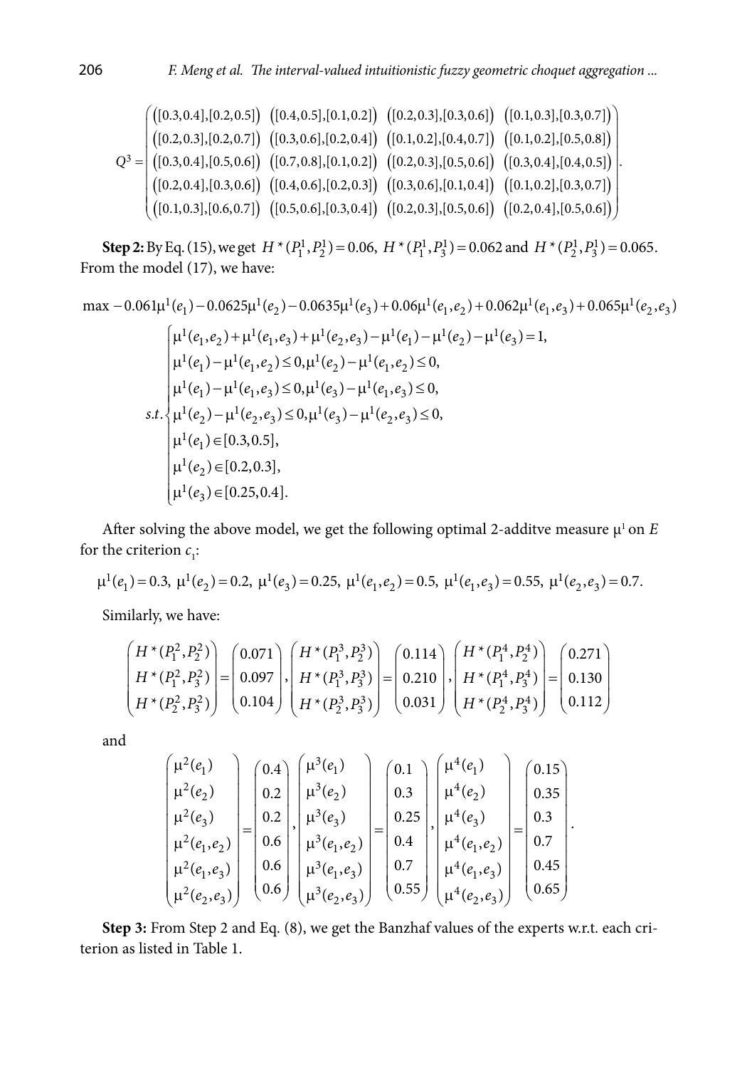$$Q^3 = \begin{pmatrix} ([0.3,0.4],[0.2,0.5]) & ([0.4,0.5],[0.1,0.2]) & ([0.2,0.3],[0.3,0.6]) & ([0.1,0.3],[0.3,0.7]) \\ ([0.2,0.3],[0.2,0.7]) & ([0.3,0.6],[0.2,0.4]) & ([0.1,0.2],[0.4,0.7]) & ([0.1,0.2],[0.5,0.8]) \\ ([0.3,0.4],[0.5,0.6]) & ([0.7,0.8],[0.1,0.2]) & ([0.2,0.3],[0.5,0.6]) & ([0.3,0.4],[0.4,0.5]) \\ ([0.2,0.4],[0.3,0.6]) & ([0.4,0.6],[0.2,0.3]) & ([0.3,0.6],[0.1,0.4]) & ([0.1,0.2],[0.3,0.7]) \\ ([0.1,0.3],[0.6,0.7]) & ([0.5,0.6],[0.3,0.4]) & ([0.2,0.3],[0.5,0.6]) & ([0.2,0.4],[0.5,0.6]) \end{pmatrix}.$$

**Step 2:** By Eq. (15), we get $H^*(P_1^1, P_2^1) = 0.06$, $H^*(P_1^1, P_3^1) = 0.062$ and $H^*(P_2^1, P_3^1) = 0.065$. From the model (17), we have:

$$\max -0.061\mu^1(e_1) - 0.0625\mu^1(e_2) - 0.0635\mu^1(e_3) + 0.06\mu^1(e_1,e_2) + 0.062\mu^1(e_1,e_3) + 0.065\mu^1(e_2,e_3)$$

$$s.t. \begin{cases} \mu^1(e_1,e_2) + \mu^1(e_1,e_3) + \mu^1(e_2,e_3) - \mu^1(e_1) - \mu^1(e_2) - \mu^1(e_3) = 1, \\ \mu^1(e_1) - \mu^1(e_1,e_2) \le 0, \mu^1(e_2) - \mu^1(e_1,e_2) \le 0, \\ \mu^1(e_1) - \mu^1(e_1,e_3) \le 0, \mu^1(e_3) - \mu^1(e_1,e_3) \le 0, \\ \mu^1(e_2) - \mu^1(e_2,e_3) \le 0, \mu^1(e_3) - \mu^1(e_2,e_3) \le 0, \\ \mu^1(e_1) \in [0.3, 0.5], \\ \mu^1(e_2) \in [0.2, 0.3], \\ \mu^1(e_3) \in [0.25, 0.4]. \end{cases}$$

After solving the above model, we get the following optimal 2-additve measure $\mu^1$ on $E$ for the criterion $c_1$:

$$\mu^1(e_1) = 0.3,\ \mu^1(e_2) = 0.2,\ \mu^1(e_3) = 0.25,\ \mu^1(e_1,e_2) = 0.5,\ \mu^1(e_1,e_3) = 0.55,\ \mu^1(e_2,e_3) = 0.7.$$

Similarly, we have:

$$\begin{pmatrix} H^*(P_1^2, P_2^2) \\ H^*(P_1^2, P_3^2) \\ H^*(P_2^2, P_3^2) \end{pmatrix} = \begin{pmatrix} 0.071 \\ 0.097 \\ 0.104 \end{pmatrix}, \begin{pmatrix} H^*(P_1^3, P_2^3) \\ H^*(P_1^3, P_3^3) \\ H^*(P_2^3, P_3^3) \end{pmatrix} = \begin{pmatrix} 0.114 \\ 0.210 \\ 0.031 \end{pmatrix}, \begin{pmatrix} H^*(P_1^4, P_2^4) \\ H^*(P_1^4, P_3^4) \\ H^*(P_2^4, P_3^4) \end{pmatrix} = \begin{pmatrix} 0.271 \\ 0.130 \\ 0.112 \end{pmatrix}$$

and

$$\begin{pmatrix} \mu^2(e_1) \\ \mu^2(e_2) \\ \mu^2(e_3) \\ \mu^2(e_1,e_2) \\ \mu^2(e_1,e_3) \\ \mu^2(e_2,e_3) \end{pmatrix} = \begin{pmatrix} 0.4 \\ 0.2 \\ 0.2 \\ 0.6 \\ 0.6 \\ 0.6 \end{pmatrix}, \begin{pmatrix} \mu^3(e_1) \\ \mu^3(e_2) \\ \mu^3(e_3) \\ \mu^3(e_1,e_2) \\ \mu^3(e_1,e_3) \\ \mu^3(e_2,e_3) \end{pmatrix} = \begin{pmatrix} 0.1 \\ 0.3 \\ 0.25 \\ 0.4 \\ 0.7 \\ 0.55 \end{pmatrix}, \begin{pmatrix} \mu^4(e_1) \\ \mu^4(e_2) \\ \mu^4(e_3) \\ \mu^4(e_1,e_2) \\ \mu^4(e_1,e_3) \\ \mu^4(e_2,e_3) \end{pmatrix} = \begin{pmatrix} 0.15 \\ 0.35 \\ 0.3 \\ 0.7 \\ 0.45 \\ 0.65 \end{pmatrix}.$$

**Step 3:** From Step 2 and Eq. (8), we get the Banzhaf values of the experts w.r.t. each criterion as listed in Table 1.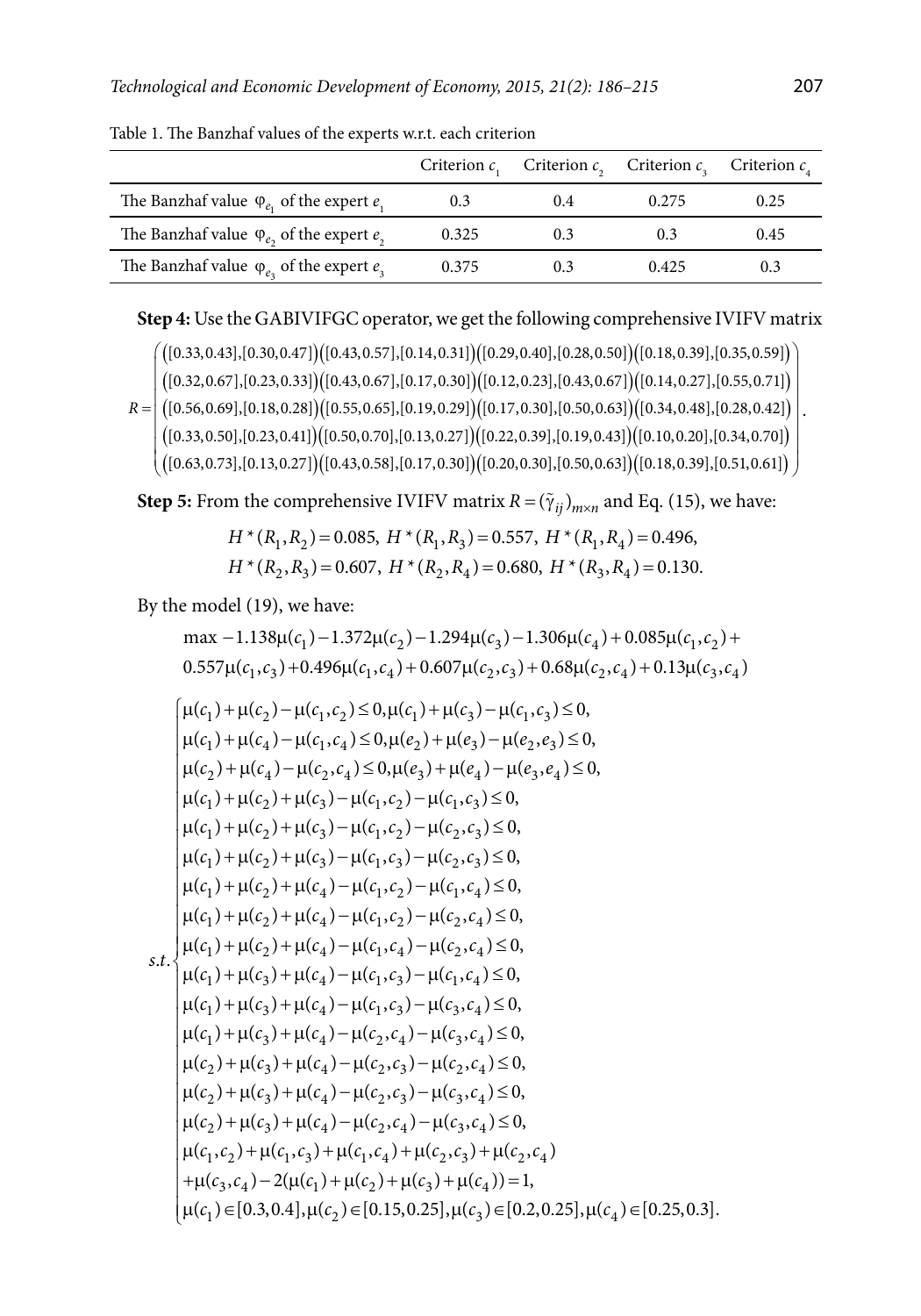Table 1. The Banzhaf values of the experts w.r.t. each criterion

| | Criterion $c_1$ | Criterion $c_2$ | Criterion $c_3$ | Criterion $c_4$ |
|---|---|---|---|---|
| The Banzhaf value $\varphi_{e_1}$ of the expert $e_1$ | 0.3 | 0.4 | 0.275 | 0.25 |
| The Banzhaf value $\varphi_{e_2}$ of the expert $e_2$ | 0.325 | 0.3 | 0.3 | 0.45 |
| The Banzhaf value $\varphi_{e_3}$ of the expert $e_3$ | 0.375 | 0.3 | 0.425 | 0.3 |

**Step 4:** Use the GABIVIFGC operator, we get the following comprehensive IVIFV matrix

$$R=\begin{pmatrix} ([0.33,0.43],[0.30,0.47])([0.43,0.57],[0.14,0.31])([0.29,0.40],[0.28,0.50])([0.18,0.39],[0.35,0.59]) \\ ([0.32,0.67],[0.23,0.33])([0.43,0.67],[0.17,0.30])([0.12,0.23],[0.43,0.67])([0.14,0.27],[0.55,0.71]) \\ ([0.56,0.69],[0.18,0.28])([0.55,0.65],[0.19,0.29])([0.17,0.30],[0.50,0.63])([0.34,0.48],[0.28,0.42]) \\ ([0.33,0.50],[0.23,0.41])([0.50,0.70],[0.13,0.27])([0.22,0.39],[0.19,0.43])([0.10,0.20],[0.34,0.70]) \\ ([0.63,0.73],[0.13,0.27])([0.43,0.58],[0.17,0.30])([0.20,0.30],[0.50,0.63])([0.18,0.39],[0.51,0.61]) \end{pmatrix}.$$

**Step 5:** From the comprehensive IVIFV matrix $R=(\tilde{\gamma}_{ij})_{m\times n}$ and Eq. (15), we have:

$$H^*(R_1,R_2)=0.085,\ H^*(R_1,R_3)=0.557,\ H^*(R_1,R_4)=0.496,$$
$$H^*(R_2,R_3)=0.607,\ H^*(R_2,R_4)=0.680,\ H^*(R_3,R_4)=0.130.$$

By the model (19), we have:

$$\max -1.138\mu(c_1)-1.372\mu(c_2)-1.294\mu(c_3)-1.306\mu(c_4)+0.085\mu(c_1,c_2)+ \\ 0.557\mu(c_1,c_3)+0.496\mu(c_1,c_4)+0.607\mu(c_2,c_3)+0.68\mu(c_2,c_4)+0.13\mu(c_3,c_4)$$

$$s.t.\begin{cases} \mu(c_1)+\mu(c_2)-\mu(c_1,c_2)\le 0, \mu(c_1)+\mu(c_3)-\mu(c_1,c_3)\le 0, \\ \mu(c_1)+\mu(c_4)-\mu(c_1,c_4)\le 0, \mu(e_2)+\mu(e_3)-\mu(e_2,e_3)\le 0, \\ \mu(c_2)+\mu(c_4)-\mu(c_2,c_4)\le 0, \mu(e_3)+\mu(e_4)-\mu(e_3,e_4)\le 0, \\ \mu(c_1)+\mu(c_2)+\mu(c_3)-\mu(c_1,c_2)-\mu(c_1,c_3)\le 0, \\ \mu(c_1)+\mu(c_2)+\mu(c_3)-\mu(c_1,c_2)-\mu(c_2,c_3)\le 0, \\ \mu(c_1)+\mu(c_2)+\mu(c_3)-\mu(c_1,c_3)-\mu(c_2,c_3)\le 0, \\ \mu(c_1)+\mu(c_2)+\mu(c_4)-\mu(c_1,c_2)-\mu(c_1,c_4)\le 0, \\ \mu(c_1)+\mu(c_2)+\mu(c_4)-\mu(c_1,c_2)-\mu(c_2,c_4)\le 0, \\ \mu(c_1)+\mu(c_2)+\mu(c_4)-\mu(c_1,c_4)-\mu(c_2,c_4)\le 0, \\ \mu(c_1)+\mu(c_3)+\mu(c_4)-\mu(c_1,c_3)-\mu(c_1,c_4)\le 0, \\ \mu(c_1)+\mu(c_3)+\mu(c_4)-\mu(c_1,c_3)-\mu(c_3,c_4)\le 0, \\ \mu(c_1)+\mu(c_3)+\mu(c_4)-\mu(c_2,c_4)-\mu(c_3,c_4)\le 0, \\ \mu(c_2)+\mu(c_3)+\mu(c_4)-\mu(c_2,c_3)-\mu(c_2,c_4)\le 0, \\ \mu(c_2)+\mu(c_3)+\mu(c_4)-\mu(c_2,c_3)-\mu(c_3,c_4)\le 0, \\ \mu(c_2)+\mu(c_3)+\mu(c_4)-\mu(c_2,c_4)-\mu(c_3,c_4)\le 0, \\ \mu(c_1,c_2)+\mu(c_1,c_3)+\mu(c_1,c_4)+\mu(c_2,c_3)+\mu(c_2,c_4) \\ +\mu(c_3,c_4)-2(\mu(c_1)+\mu(c_2)+\mu(c_3)+\mu(c_4))=1, \\ \mu(c_1)\in[0.3,0.4], \mu(c_2)\in[0.15,0.25], \mu(c_3)\in[0.2,0.25], \mu(c_4)\in[0.25,0.3]. \end{cases}$$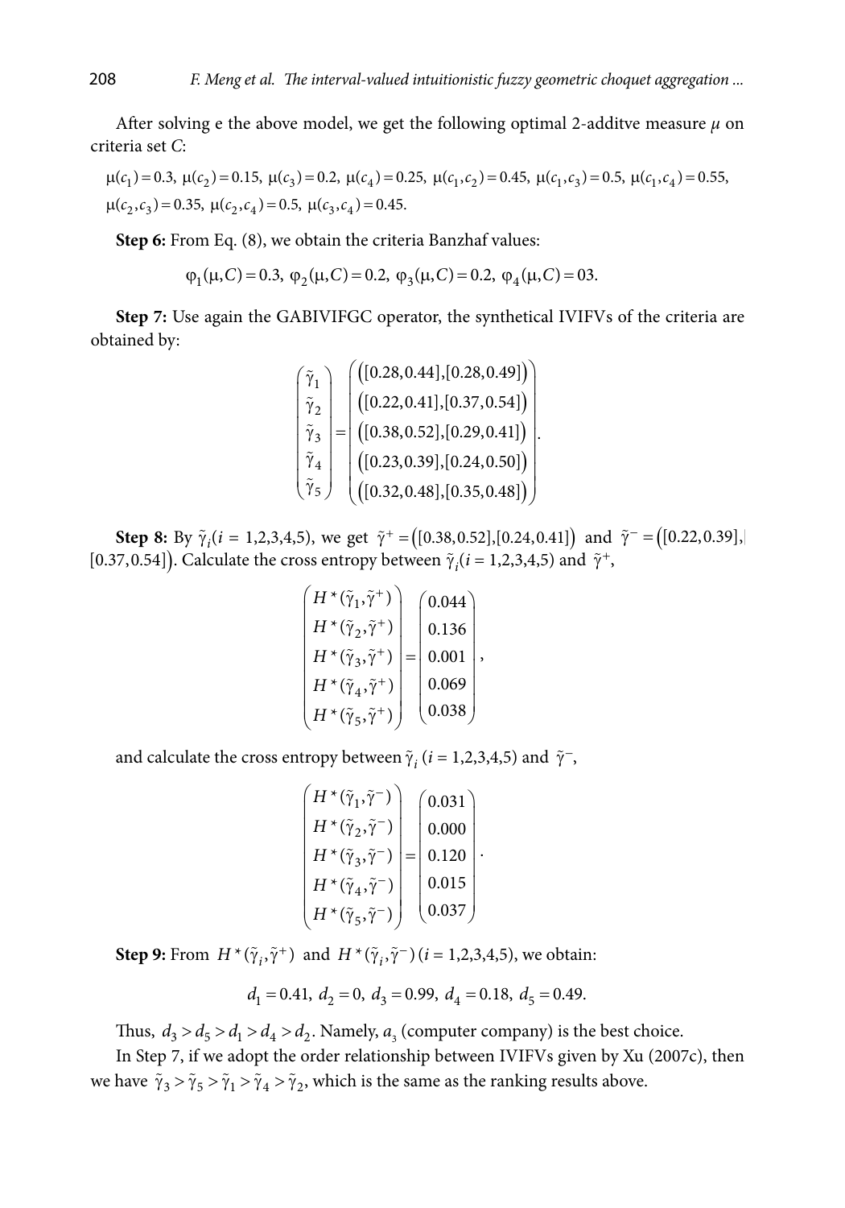After solving e the above model, we get the following optimal 2-additve measure $\mu$ on criteria set $C$:

$\mu(c_1) = 0.3,\ \mu(c_2) = 0.15,\ \mu(c_3) = 0.2,\ \mu(c_4) = 0.25,\ \mu(c_1,c_2) = 0.45,\ \mu(c_1,c_3) = 0.5,\ \mu(c_1,c_4) = 0.55,$
$\mu(c_2,c_3) = 0.35,\ \mu(c_2,c_4) = 0.5,\ \mu(c_3,c_4) = 0.45.$

**Step 6:** From Eq. (8), we obtain the criteria Banzhaf values:

$$\varphi_1(\mu,C) = 0.3,\ \varphi_2(\mu,C) = 0.2,\ \varphi_3(\mu,C) = 0.2,\ \varphi_4(\mu,C) = 03.$$

**Step 7:** Use again the GABIVIFGC operator, the synthetical IVIFVs of the criteria are obtained by:

$$\begin{pmatrix} \tilde{\gamma}_1 \\ \tilde{\gamma}_2 \\ \tilde{\gamma}_3 \\ \tilde{\gamma}_4 \\ \tilde{\gamma}_5 \end{pmatrix} = \begin{pmatrix} ([0.28,0.44],[0.28,0.49]) \\ ([0.22,0.41],[0.37,0.54]) \\ ([0.38,0.52],[0.29,0.41]) \\ ([0.23,0.39],[0.24,0.50]) \\ ([0.32,0.48],[0.35,0.48]) \end{pmatrix}.$$

**Step 8:** By $\tilde{\gamma}_i (i = 1,2,3,4,5)$, we get $\tilde{\gamma}^+ = ([0.38,0.52],[0.24,0.41])$ and $\tilde{\gamma}^- = ([0.22,0.39],[0.37,0.54])$. Calculate the cross entropy between $\tilde{\gamma}_i (i = 1,2,3,4,5)$ and $\tilde{\gamma}^+$,

$$\begin{pmatrix} H^*(\tilde{\gamma}_1,\tilde{\gamma}^+) \\ H^*(\tilde{\gamma}_2,\tilde{\gamma}^+) \\ H^*(\tilde{\gamma}_3,\tilde{\gamma}^+) \\ H^*(\tilde{\gamma}_4,\tilde{\gamma}^+) \\ H^*(\tilde{\gamma}_5,\tilde{\gamma}^+) \end{pmatrix} = \begin{pmatrix} 0.044 \\ 0.136 \\ 0.001 \\ 0.069 \\ 0.038 \end{pmatrix},$$

and calculate the cross entropy between $\tilde{\gamma}_i\ (i = 1,2,3,4,5)$ and $\tilde{\gamma}^-$,

$$\begin{pmatrix} H^*(\tilde{\gamma}_1,\tilde{\gamma}^-) \\ H^*(\tilde{\gamma}_2,\tilde{\gamma}^-) \\ H^*(\tilde{\gamma}_3,\tilde{\gamma}^-) \\ H^*(\tilde{\gamma}_4,\tilde{\gamma}^-) \\ H^*(\tilde{\gamma}_5,\tilde{\gamma}^-) \end{pmatrix} = \begin{pmatrix} 0.031 \\ 0.000 \\ 0.120 \\ 0.015 \\ 0.037 \end{pmatrix}.$$

**Step 9:** From $H^*(\tilde{\gamma}_i,\tilde{\gamma}^+)$ and $H^*(\tilde{\gamma}_i,\tilde{\gamma}^-)\ (i = 1,2,3,4,5)$, we obtain:

$$d_1 = 0.41,\ d_2 = 0,\ d_3 = 0.99,\ d_4 = 0.18,\ d_5 = 0.49.$$

Thus, $d_3 > d_5 > d_1 > d_4 > d_2$. Namely, $a_3$ (computer company) is the best choice.

In Step 7, if we adopt the order relationship between IVIFVs given by Xu (2007c), then we have $\tilde{\gamma}_3 > \tilde{\gamma}_5 > \tilde{\gamma}_1 > \tilde{\gamma}_4 > \tilde{\gamma}_2$, which is the same as the ranking results above.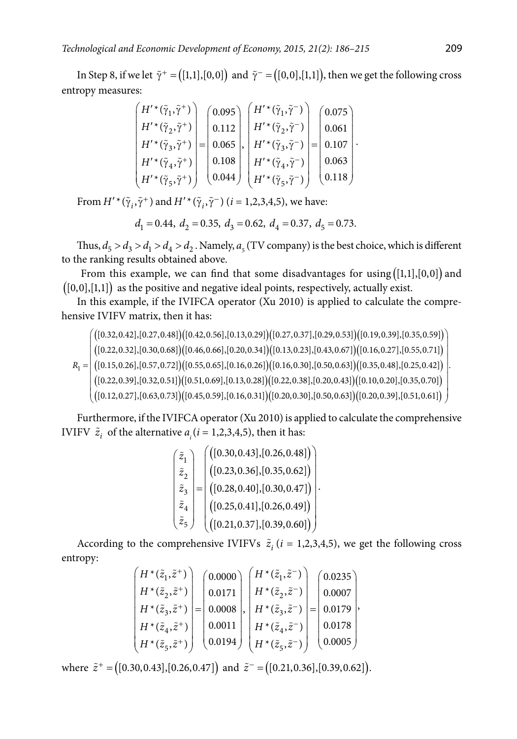In Step 8, if we let $\tilde{\gamma}^{+} = ([1,1],[0,0])$ and $\tilde{\gamma}^{-} = ([0,0],[1,1])$, then we get the following cross entropy measures:

$$\begin{pmatrix} H'^{*}(\tilde{\gamma}_1,\tilde{\gamma}^{+}) \\ H'^{*}(\tilde{\gamma}_2,\tilde{\gamma}^{+}) \\ H'^{*}(\tilde{\gamma}_3,\tilde{\gamma}^{+}) \\ H'^{*}(\tilde{\gamma}_4,\tilde{\gamma}^{+}) \\ H'^{*}(\tilde{\gamma}_5,\tilde{\gamma}^{+}) \end{pmatrix} = \begin{pmatrix} 0.095 \\ 0.112 \\ 0.065 \\ 0.108 \\ 0.044 \end{pmatrix}, \quad \begin{pmatrix} H'^{*}(\tilde{\gamma}_1,\tilde{\gamma}^{-}) \\ H'^{*}(\tilde{\gamma}_2,\tilde{\gamma}^{-}) \\ H'^{*}(\tilde{\gamma}_3,\tilde{\gamma}^{-}) \\ H'^{*}(\tilde{\gamma}_4,\tilde{\gamma}^{-}) \\ H'^{*}(\tilde{\gamma}_5,\tilde{\gamma}^{-}) \end{pmatrix} = \begin{pmatrix} 0.075 \\ 0.061 \\ 0.107 \\ 0.063 \\ 0.118 \end{pmatrix}.$$

From $H'^{*}(\tilde{\gamma}_i,\tilde{\gamma}^{+})$ and $H'^{*}(\tilde{\gamma}_i,\tilde{\gamma}^{-})$ $(i = 1,2,3,4,5)$, we have:

$$d_1 = 0.44,\ d_2 = 0.35,\ d_3 = 0.62,\ d_4 = 0.37,\ d_5 = 0.73.$$

Thus, $d_5 > d_3 > d_1 > d_4 > d_2$. Namely, $a_5$ (TV company) is the best choice, which is different to the ranking results obtained above.

From this example, we can find that some disadvantages for using $([1,1],[0,0])$ and $([0,0],[1,1])$ as the positive and negative ideal points, respectively, actually exist.

In this example, if the IVIFCA operator (Xu 2010) is applied to calculate the comprehensive IVIFV matrix, then it has:

$$R_1 = \begin{pmatrix} ([0.32,0.42],[0.27,0.48]) & ([0.42,0.56],[0.13,0.29]) & ([0.27,0.37],[0.29,0.53]) & ([0.19,0.39],[0.35,0.59]) \\ ([0.22,0.32],[0.30,0.68]) & ([0.46,0.66],[0.20,0.34]) & ([0.13,0.23],[0.43,0.67]) & ([0.16,0.27],[0.55,0.71]) \\ ([0.15,0.26],[0.57,0.72]) & ([0.55,0.65],[0.16,0.26]) & ([0.16,0.30],[0.50,0.63]) & ([0.35,0.48],[0.25,0.42]) \\ ([0.22,0.39],[0.32,0.51]) & ([0.51,0.69],[0.13,0.28]) & ([0.22,0.38],[0.20,0.43]) & ([0.10,0.20],[0.35,0.70]) \\ ([0.12,0.27],[0.63,0.73]) & ([0.45,0.59],[0.16,0.31]) & ([0.20,0.30],[0.50,0.63]) & ([0.20,0.39],[0.51,0.61]) \end{pmatrix}.$$

Furthermore, if the IVIFCA operator (Xu 2010) is applied to calculate the comprehensive IVIFV $\tilde{z}_i$ of the alternative $a_i$ $(i = 1,2,3,4,5)$, then it has:

$$\begin{pmatrix} \tilde{z}_1 \\ \tilde{z}_2 \\ \tilde{z}_3 \\ \tilde{z}_4 \\ \tilde{z}_5 \end{pmatrix} = \begin{pmatrix} ([0.30,0.43],[0.26,0.48]) \\ ([0.23,0.36],[0.35,0.62]) \\ ([0.28,0.40],[0.30,0.47]) \\ ([0.25,0.41],[0.26,0.49]) \\ ([0.21,0.37],[0.39,0.60]) \end{pmatrix}.$$

According to the comprehensive IVIFVs $\tilde{z}_i$ $(i = 1,2,3,4,5)$, we get the following cross entropy:

$$\begin{pmatrix} H^{*}(\tilde{z}_1,\tilde{z}^{+}) \\ H^{*}(\tilde{z}_2,\tilde{z}^{+}) \\ H^{*}(\tilde{z}_3,\tilde{z}^{+}) \\ H^{*}(\tilde{z}_4,\tilde{z}^{+}) \\ H^{*}(\tilde{z}_5,\tilde{z}^{+}) \end{pmatrix} = \begin{pmatrix} 0.0000 \\ 0.0171 \\ 0.0008 \\ 0.0011 \\ 0.0194 \end{pmatrix}, \quad \begin{pmatrix} H^{*}(\tilde{z}_1,\tilde{z}^{-}) \\ H^{*}(\tilde{z}_2,\tilde{z}^{-}) \\ H^{*}(\tilde{z}_3,\tilde{z}^{-}) \\ H^{*}(\tilde{z}_4,\tilde{z}^{-}) \\ H^{*}(\tilde{z}_5,\tilde{z}^{-}) \end{pmatrix} = \begin{pmatrix} 0.0235 \\ 0.0007 \\ 0.0179 \\ 0.0178 \\ 0.0005 \end{pmatrix},$$

where $\tilde{z}^{+} = ([0.30,0.43],[0.26,0.47])$ and $\tilde{z}^{-} = ([0.21,0.36],[0.39,0.62])$.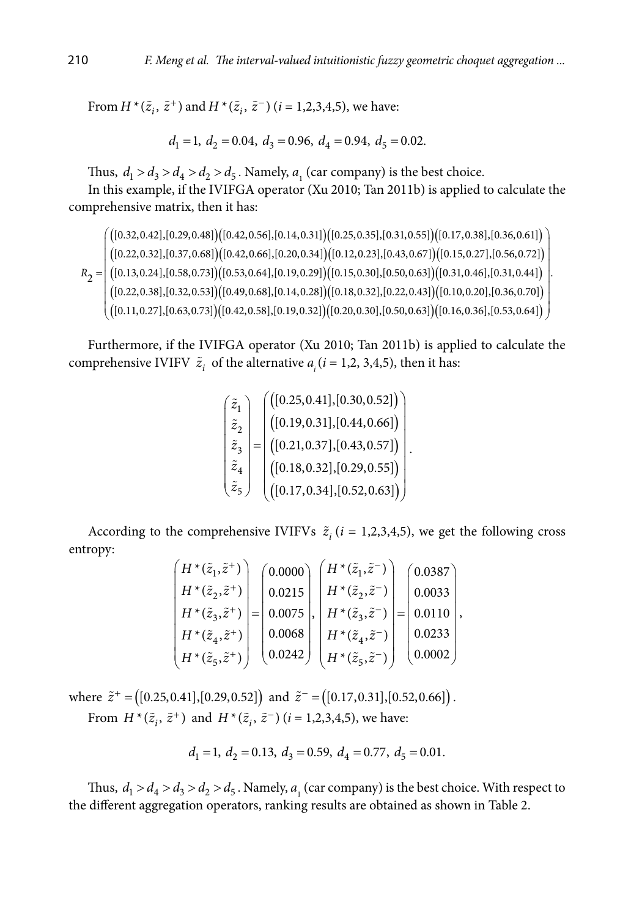From $H^\star(\tilde{z}_i, \tilde{z}^+)$ and $H^\star(\tilde{z}_i, \tilde{z}^-)$ $(i = 1,2,3,4,5)$, we have:

$$d_1 = 1,\ d_2 = 0.04,\ d_3 = 0.96,\ d_4 = 0.94,\ d_5 = 0.02.$$

Thus, $d_1 > d_3 > d_4 > d_2 > d_5$. Namely, $a_1$ (car company) is the best choice.

In this example, if the IVIFGA operator (Xu 2010; Tan 2011b) is applied to calculate the comprehensive matrix, then it has:

$$R_2 = \begin{pmatrix} ([0.32,0.42],[0.29,0.48]) & ([0.42,0.56],[0.14,0.31]) & ([0.25,0.35],[0.31,0.55]) & ([0.17,0.38],[0.36,0.61]) \\ ([0.22,0.32],[0.37,0.68]) & ([0.42,0.66],[0.20,0.34]) & ([0.12,0.23],[0.43,0.67]) & ([0.15,0.27],[0.56,0.72]) \\ ([0.13,0.24],[0.58,0.73]) & ([0.53,0.64],[0.19,0.29]) & ([0.15,0.30],[0.50,0.63]) & ([0.31,0.46],[0.31,0.44]) \\ ([0.22,0.38],[0.32,0.53]) & ([0.49,0.68],[0.14,0.28]) & ([0.18,0.32],[0.22,0.43]) & ([0.10,0.20],[0.36,0.70]) \\ ([0.11,0.27],[0.63,0.73]) & ([0.42,0.58],[0.19,0.32]) & ([0.20,0.30],[0.50,0.63]) & ([0.16,0.36],[0.53,0.64]) \end{pmatrix}.$$

Furthermore, if the IVIFGA operator (Xu 2010; Tan 2011b) is applied to calculate the comprehensive IVIFV $\tilde{z}_i$ of the alternative $a_i$ $(i = 1,2,3,4,5)$, then it has:

$$\begin{pmatrix} \tilde{z}_1 \\ \tilde{z}_2 \\ \tilde{z}_3 \\ \tilde{z}_4 \\ \tilde{z}_5 \end{pmatrix} = \begin{pmatrix} ([0.25,0.41],[0.30,0.52]) \\ ([0.19,0.31],[0.44,0.66]) \\ ([0.21,0.37],[0.43,0.57]) \\ ([0.18,0.32],[0.29,0.55]) \\ ([0.17,0.34],[0.52,0.63]) \end{pmatrix}.$$

According to the comprehensive IVIFVs $\tilde{z}_i$ $(i = 1,2,3,4,5)$, we get the following cross entropy:

$$\begin{pmatrix} H^\star(\tilde{z}_1,\tilde{z}^+) \\ H^\star(\tilde{z}_2,\tilde{z}^+) \\ H^\star(\tilde{z}_3,\tilde{z}^+) \\ H^\star(\tilde{z}_4,\tilde{z}^+) \\ H^\star(\tilde{z}_5,\tilde{z}^+) \end{pmatrix} = \begin{pmatrix} 0.0000 \\ 0.0215 \\ 0.0075 \\ 0.0068 \\ 0.0242 \end{pmatrix}, \quad \begin{pmatrix} H^\star(\tilde{z}_1,\tilde{z}^-) \\ H^\star(\tilde{z}_2,\tilde{z}^-) \\ H^\star(\tilde{z}_3,\tilde{z}^-) \\ H^\star(\tilde{z}_4,\tilde{z}^-) \\ H^\star(\tilde{z}_5,\tilde{z}^-) \end{pmatrix} = \begin{pmatrix} 0.0387 \\ 0.0033 \\ 0.0110 \\ 0.0233 \\ 0.0002 \end{pmatrix},$$

where $\tilde{z}^+ = ([0.25,0.41],[0.29,0.52])$ and $\tilde{z}^- = ([0.17,0.31],[0.52,0.66])$.

From $H^\star(\tilde{z}_i, \tilde{z}^+)$ and $H^\star(\tilde{z}_i, \tilde{z}^-)$ $(i = 1,2,3,4,5)$, we have:

$$d_1 = 1,\ d_2 = 0.13,\ d_3 = 0.59,\ d_4 = 0.77,\ d_5 = 0.01.$$

Thus, $d_1 > d_4 > d_3 > d_2 > d_5$. Namely, $a_1$ (car company) is the best choice. With respect to the different aggregation operators, ranking results are obtained as shown in Table 2.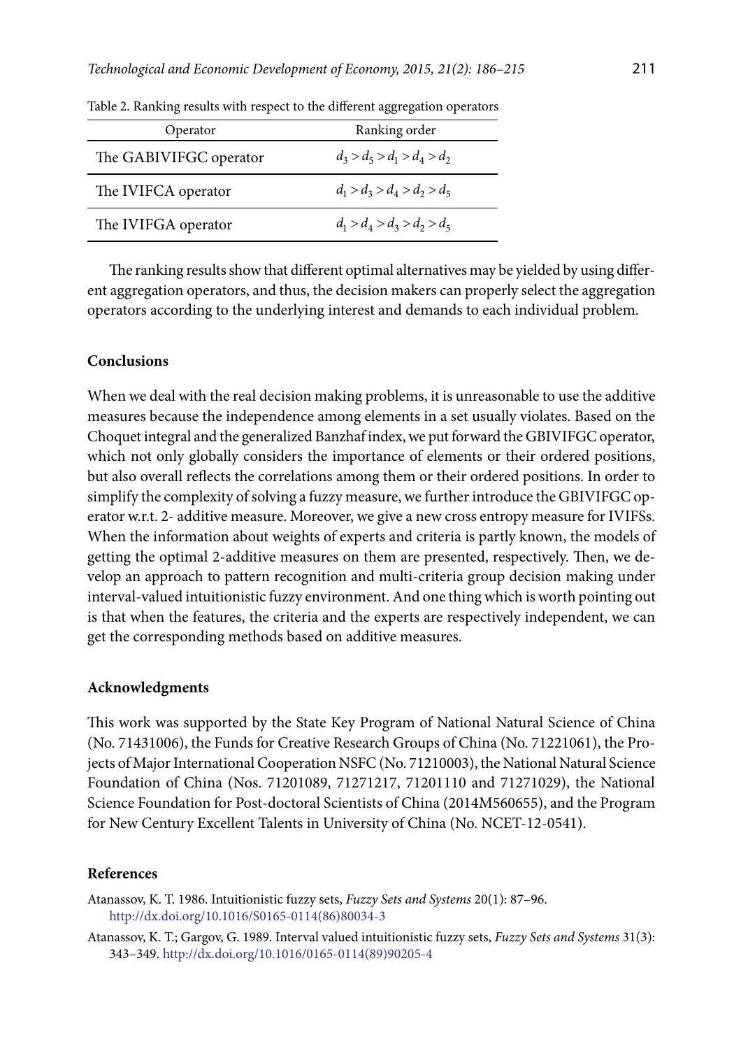Table 2. Ranking results with respect to the different aggregation operators

| Operator | Ranking order |
|---|---|
| The GABIVIFGC operator | $d_3 > d_5 > d_1 > d_4 > d_2$ |
| The IVIFCA operator | $d_1 > d_3 > d_4 > d_2 > d_5$ |
| The IVIFGA operator | $d_1 > d_4 > d_3 > d_2 > d_5$ |

The ranking results show that different optimal alternatives may be yielded by using different aggregation operators, and thus, the decision makers can properly select the aggregation operators according to the underlying interest and demands to each individual problem.

## Conclusions

When we deal with the real decision making problems, it is unreasonable to use the additive measures because the independence among elements in a set usually violates. Based on the Choquet integral and the generalized Banzhaf index, we put forward the GBIVIFGC operator, which not only globally considers the importance of elements or their ordered positions, but also overall reflects the correlations among them or their ordered positions. In order to simplify the complexity of solving a fuzzy measure, we further introduce the GBIVIFGC operator w.r.t. 2- additive measure. Moreover, we give a new cross entropy measure for IVIFSs. When the information about weights of experts and criteria is partly known, the models of getting the optimal 2-additive measures on them are presented, respectively. Then, we develop an approach to pattern recognition and multi-criteria group decision making under interval-valued intuitionistic fuzzy environment. And one thing which is worth pointing out is that when the features, the criteria and the experts are respectively independent, we can get the corresponding methods based on additive measures.

## Acknowledgments

This work was supported by the State Key Program of National Natural Science of China (No. 71431006), the Funds for Creative Research Groups of China (No. 71221061), the Projects of Major International Cooperation NSFC (No. 71210003), the National Natural Science Foundation of China (Nos. 71201089, 71271217, 71201110 and 71271029), the National Science Foundation for Post-doctoral Scientists of China (2014M560655), and the Program for New Century Excellent Talents in University of China (No. NCET-12-0541).

## References

Atanassov, K. T. 1986. Intuitionistic fuzzy sets, *Fuzzy Sets and Systems* 20(1): 87–96. http://dx.doi.org/10.1016/S0165-0114(86)80034-3

Atanassov, K. T.; Gargov, G. 1989. Interval valued intuitionistic fuzzy sets, *Fuzzy Sets and Systems* 31(3): 343–349. http://dx.doi.org/10.1016/0165-0114(89)90205-4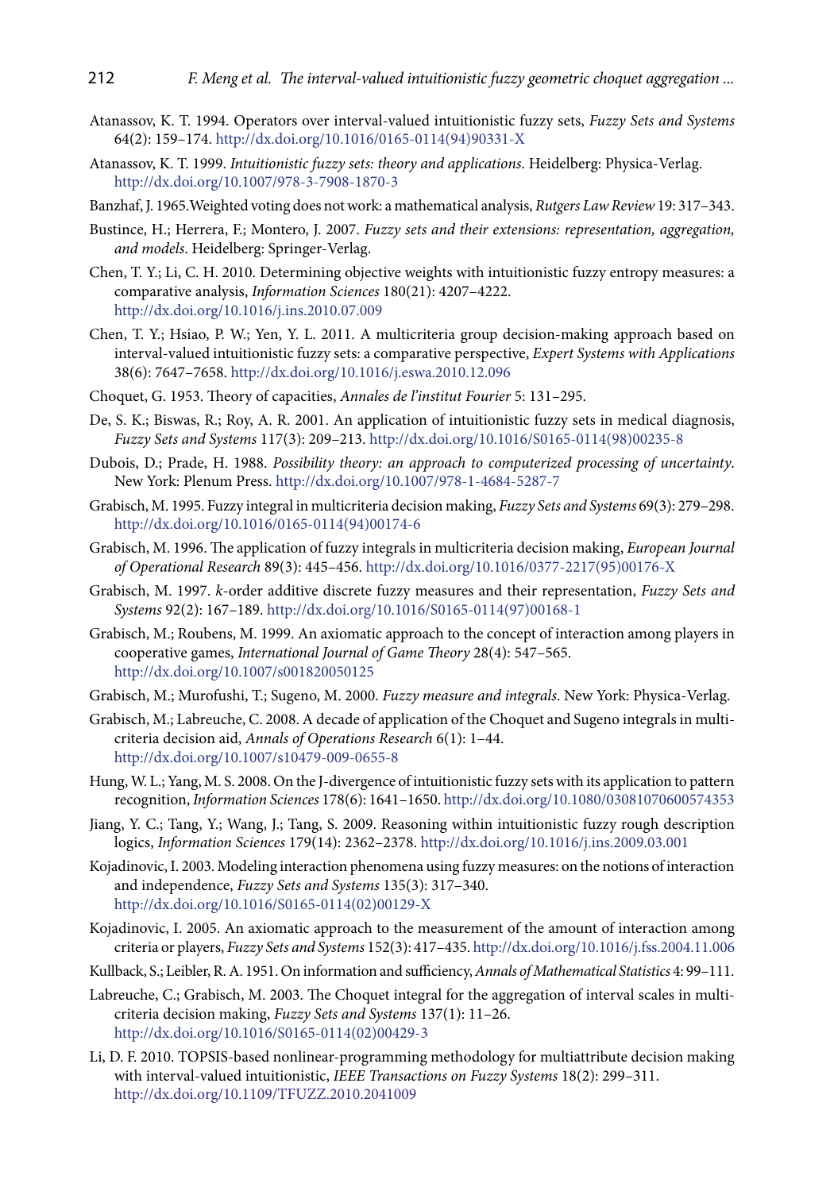Atanassov, K. T. 1994. Operators over interval-valued intuitionistic fuzzy sets, *Fuzzy Sets and Systems* 64(2): 159–174. http://dx.doi.org/10.1016/0165-0114(94)90331-X

Atanassov, K. T. 1999. *Intuitionistic fuzzy sets: theory and applications*. Heidelberg: Physica-Verlag. http://dx.doi.org/10.1007/978-3-7908-1870-3

Banzhaf, J. 1965. Weighted voting does not work: a mathematical analysis, *Rutgers Law Review* 19: 317–343.

Bustince, H.; Herrera, F.; Montero, J. 2007. *Fuzzy sets and their extensions: representation, aggregation, and models*. Heidelberg: Springer-Verlag.

Chen, T. Y.; Li, C. H. 2010. Determining objective weights with intuitionistic fuzzy entropy measures: a comparative analysis, *Information Sciences* 180(21): 4207–4222. http://dx.doi.org/10.1016/j.ins.2010.07.009

Chen, T. Y.; Hsiao, P. W.; Yen, Y. L. 2011. A multicriteria group decision-making approach based on interval-valued intuitionistic fuzzy sets: a comparative perspective, *Expert Systems with Applications* 38(6): 7647–7658. http://dx.doi.org/10.1016/j.eswa.2010.12.096

Choquet, G. 1953. Theory of capacities, *Annales de l'institut Fourier* 5: 131–295.

De, S. K.; Biswas, R.; Roy, A. R. 2001. An application of intuitionistic fuzzy sets in medical diagnosis, *Fuzzy Sets and Systems* 117(3): 209–213. http://dx.doi.org/10.1016/S0165-0114(98)00235-8

Dubois, D.; Prade, H. 1988. *Possibility theory: an approach to computerized processing of uncertainty*. New York: Plenum Press. http://dx.doi.org/10.1007/978-1-4684-5287-7

Grabisch, M. 1995. Fuzzy integral in multicriteria decision making, *Fuzzy Sets and Systems* 69(3): 279–298. http://dx.doi.org/10.1016/0165-0114(94)00174-6

Grabisch, M. 1996. The application of fuzzy integrals in multicriteria decision making, *European Journal of Operational Research* 89(3): 445–456. http://dx.doi.org/10.1016/0377-2217(95)00176-X

Grabisch, M. 1997. *k*-order additive discrete fuzzy measures and their representation, *Fuzzy Sets and Systems* 92(2): 167–189. http://dx.doi.org/10.1016/S0165-0114(97)00168-1

Grabisch, M.; Roubens, M. 1999. An axiomatic approach to the concept of interaction among players in cooperative games, *International Journal of Game Theory* 28(4): 547–565. http://dx.doi.org/10.1007/s001820050125

Grabisch, M.; Murofushi, T.; Sugeno, M. 2000. *Fuzzy measure and integrals*. New York: Physica-Verlag.

Grabisch, M.; Labreuche, C. 2008. A decade of application of the Choquet and Sugeno integrals in multi-criteria decision aid, *Annals of Operations Research* 6(1): 1–44. http://dx.doi.org/10.1007/s10479-009-0655-8

Hung, W. L.; Yang, M. S. 2008. On the J-divergence of intuitionistic fuzzy sets with its application to pattern recognition, *Information Sciences* 178(6): 1641–1650. http://dx.doi.org/10.1080/03081070600574353

Jiang, Y. C.; Tang, Y.; Wang, J.; Tang, S. 2009. Reasoning within intuitionistic fuzzy rough description logics, *Information Sciences* 179(14): 2362–2378. http://dx.doi.org/10.1016/j.ins.2009.03.001

Kojadinovic, I. 2003. Modeling interaction phenomena using fuzzy measures: on the notions of interaction and independence, *Fuzzy Sets and Systems* 135(3): 317–340. http://dx.doi.org/10.1016/S0165-0114(02)00129-X

Kojadinovic, I. 2005. An axiomatic approach to the measurement of the amount of interaction among criteria or players, *Fuzzy Sets and Systems* 152(3): 417–435. http://dx.doi.org/10.1016/j.fss.2004.11.006

Kullback, S.; Leibler, R. A. 1951. On information and sufficiency, *Annals of Mathematical Statistics* 4: 99–111.

Labreuche, C.; Grabisch, M. 2003. The Choquet integral for the aggregation of interval scales in multi-criteria decision making, *Fuzzy Sets and Systems* 137(1): 11–26. http://dx.doi.org/10.1016/S0165-0114(02)00429-3

Li, D. F. 2010. TOPSIS-based nonlinear-programming methodology for multiattribute decision making with interval-valued intuitionistic, *IEEE Transactions on Fuzzy Systems* 18(2): 299–311. http://dx.doi.org/10.1109/TFUZZ.2010.2041009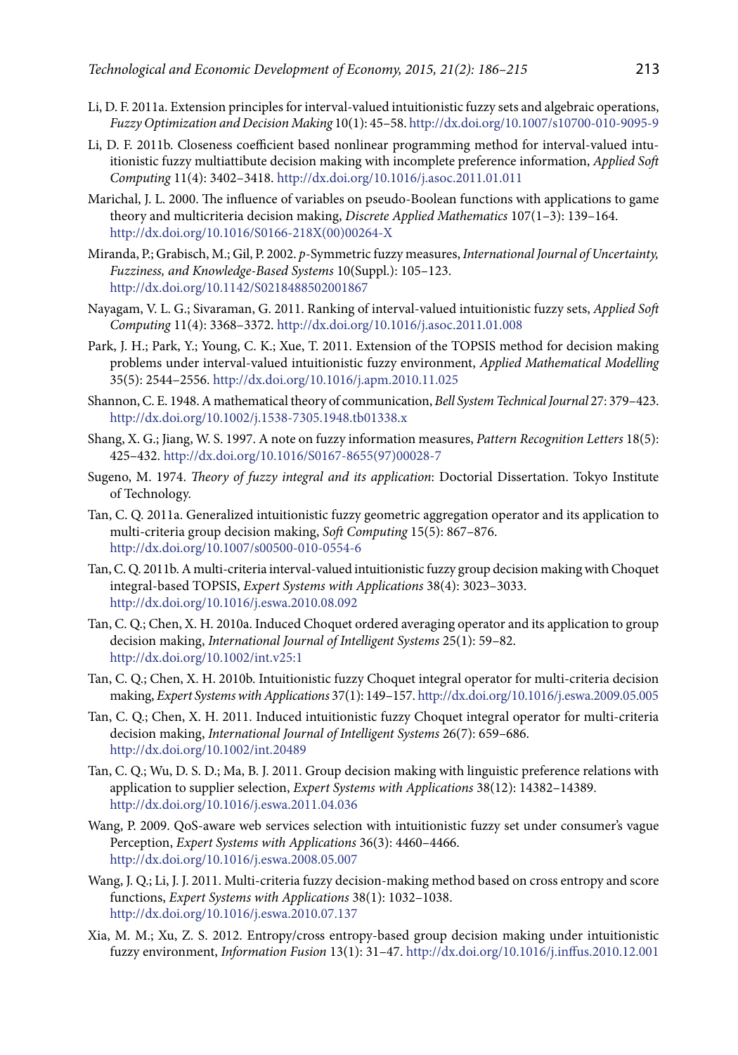Li, D. F. 2011a. Extension principles for interval-valued intuitionistic fuzzy sets and algebraic operations, *Fuzzy Optimization and Decision Making* 10(1): 45–58. http://dx.doi.org/10.1007/s10700-010-9095-9

Li, D. F. 2011b. Closeness coefficient based nonlinear programming method for interval-valued intuitionistic fuzzy multiattibute decision making with incomplete preference information, *Applied Soft Computing* 11(4): 3402–3418. http://dx.doi.org/10.1016/j.asoc.2011.01.011

Marichal, J. L. 2000. The influence of variables on pseudo-Boolean functions with applications to game theory and multicriteria decision making, *Discrete Applied Mathematics* 107(1–3): 139–164. http://dx.doi.org/10.1016/S0166-218X(00)00264-X

Miranda, P.; Grabisch, M.; Gil, P. 2002. *p*-Symmetric fuzzy measures, *International Journal of Uncertainty, Fuzziness, and Knowledge-Based Systems* 10(Suppl.): 105–123. http://dx.doi.org/10.1142/S0218488502001867

Nayagam, V. L. G.; Sivaraman, G. 2011. Ranking of interval-valued intuitionistic fuzzy sets, *Applied Soft Computing* 11(4): 3368–3372. http://dx.doi.org/10.1016/j.asoc.2011.01.008

Park, J. H.; Park, Y.; Young, C. K.; Xue, T. 2011. Extension of the TOPSIS method for decision making problems under interval-valued intuitionistic fuzzy environment, *Applied Mathematical Modelling* 35(5): 2544–2556. http://dx.doi.org/10.1016/j.apm.2010.11.025

Shannon, C. E. 1948. A mathematical theory of communication, *Bell System Technical Journal* 27: 379–423. http://dx.doi.org/10.1002/j.1538-7305.1948.tb01338.x

Shang, X. G.; Jiang, W. S. 1997. A note on fuzzy information measures, *Pattern Recognition Letters* 18(5): 425–432. http://dx.doi.org/10.1016/S0167-8655(97)00028-7

Sugeno, M. 1974. *Theory of fuzzy integral and its application*: Doctorial Dissertation. Tokyo Institute of Technology.

Tan, C. Q. 2011a. Generalized intuitionistic fuzzy geometric aggregation operator and its application to multi-criteria group decision making, *Soft Computing* 15(5): 867–876. http://dx.doi.org/10.1007/s00500-010-0554-6

Tan, C. Q. 2011b. A multi-criteria interval-valued intuitionistic fuzzy group decision making with Choquet integral-based TOPSIS, *Expert Systems with Applications* 38(4): 3023–3033. http://dx.doi.org/10.1016/j.eswa.2010.08.092

Tan, C. Q.; Chen, X. H. 2010a. Induced Choquet ordered averaging operator and its application to group decision making, *International Journal of Intelligent Systems* 25(1): 59–82. http://dx.doi.org/10.1002/int.v25:1

Tan, C. Q.; Chen, X. H. 2010b. Intuitionistic fuzzy Choquet integral operator for multi-criteria decision making, *Expert Systems with Applications* 37(1): 149–157. http://dx.doi.org/10.1016/j.eswa.2009.05.005

Tan, C. Q.; Chen, X. H. 2011. Induced intuitionistic fuzzy Choquet integral operator for multi-criteria decision making, *International Journal of Intelligent Systems* 26(7): 659–686. http://dx.doi.org/10.1002/int.20489

Tan, C. Q.; Wu, D. S. D.; Ma, B. J. 2011. Group decision making with linguistic preference relations with application to supplier selection, *Expert Systems with Applications* 38(12): 14382–14389. http://dx.doi.org/10.1016/j.eswa.2011.04.036

Wang, P. 2009. QoS-aware web services selection with intuitionistic fuzzy set under consumer's vague Perception, *Expert Systems with Applications* 36(3): 4460–4466. http://dx.doi.org/10.1016/j.eswa.2008.05.007

Wang, J. Q.; Li, J. J. 2011. Multi-criteria fuzzy decision-making method based on cross entropy and score functions, *Expert Systems with Applications* 38(1): 1032–1038. http://dx.doi.org/10.1016/j.eswa.2010.07.137

Xia, M. M.; Xu, Z. S. 2012. Entropy/cross entropy-based group decision making under intuitionistic fuzzy environment, *Information Fusion* 13(1): 31–47. http://dx.doi.org/10.1016/j.inffus.2010.12.001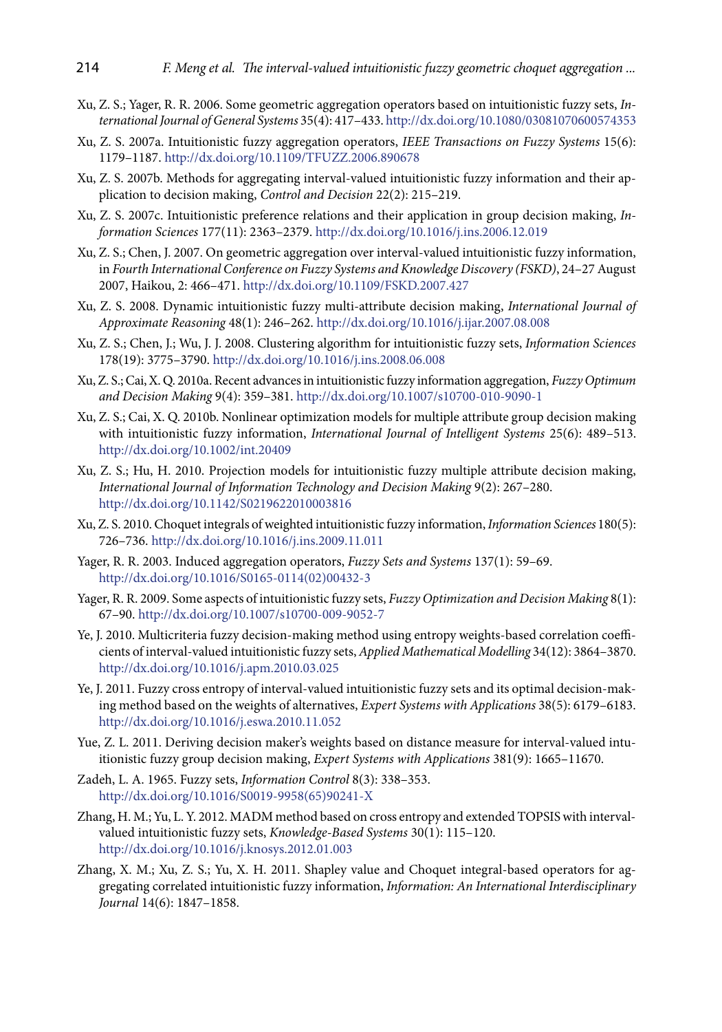Xu, Z. S.; Yager, R. R. 2006. Some geometric aggregation operators based on intuitionistic fuzzy sets, *International Journal of General Systems* 35(4): 417–433. http://dx.doi.org/10.1080/03081070600574353

Xu, Z. S. 2007a. Intuitionistic fuzzy aggregation operators, *IEEE Transactions on Fuzzy Systems* 15(6): 1179–1187. http://dx.doi.org/10.1109/TFUZZ.2006.890678

Xu, Z. S. 2007b. Methods for aggregating interval-valued intuitionistic fuzzy information and their application to decision making, *Control and Decision* 22(2): 215–219.

Xu, Z. S. 2007c. Intuitionistic preference relations and their application in group decision making, *Information Sciences* 177(11): 2363–2379. http://dx.doi.org/10.1016/j.ins.2006.12.019

Xu, Z. S.; Chen, J. 2007. On geometric aggregation over interval-valued intuitionistic fuzzy information, in *Fourth International Conference on Fuzzy Systems and Knowledge Discovery (FSKD)*, 24–27 August 2007, Haikou, 2: 466–471. http://dx.doi.org/10.1109/FSKD.2007.427

Xu, Z. S. 2008. Dynamic intuitionistic fuzzy multi-attribute decision making, *International Journal of Approximate Reasoning* 48(1): 246–262. http://dx.doi.org/10.1016/j.ijar.2007.08.008

Xu, Z. S.; Chen, J.; Wu, J. J. 2008. Clustering algorithm for intuitionistic fuzzy sets, *Information Sciences* 178(19): 3775–3790. http://dx.doi.org/10.1016/j.ins.2008.06.008

Xu, Z. S.; Cai, X. Q. 2010a. Recent advances in intuitionistic fuzzy information aggregation, *Fuzzy Optimum and Decision Making* 9(4): 359–381. http://dx.doi.org/10.1007/s10700-010-9090-1

Xu, Z. S.; Cai, X. Q. 2010b. Nonlinear optimization models for multiple attribute group decision making with intuitionistic fuzzy information, *International Journal of Intelligent Systems* 25(6): 489–513. http://dx.doi.org/10.1002/int.20409

Xu, Z. S.; Hu, H. 2010. Projection models for intuitionistic fuzzy multiple attribute decision making, *International Journal of Information Technology and Decision Making* 9(2): 267–280. http://dx.doi.org/10.1142/S0219622010003816

Xu, Z. S. 2010. Choquet integrals of weighted intuitionistic fuzzy information, *Information Sciences* 180(5): 726–736. http://dx.doi.org/10.1016/j.ins.2009.11.011

Yager, R. R. 2003. Induced aggregation operators, *Fuzzy Sets and Systems* 137(1): 59–69. http://dx.doi.org/10.1016/S0165-0114(02)00432-3

Yager, R. R. 2009. Some aspects of intuitionistic fuzzy sets, *Fuzzy Optimization and Decision Making* 8(1): 67–90. http://dx.doi.org/10.1007/s10700-009-9052-7

Ye, J. 2010. Multicriteria fuzzy decision-making method using entropy weights-based correlation coefficients of interval-valued intuitionistic fuzzy sets, *Applied Mathematical Modelling* 34(12): 3864–3870. http://dx.doi.org/10.1016/j.apm.2010.03.025

Ye, J. 2011. Fuzzy cross entropy of interval-valued intuitionistic fuzzy sets and its optimal decision-making method based on the weights of alternatives, *Expert Systems with Applications* 38(5): 6179–6183. http://dx.doi.org/10.1016/j.eswa.2010.11.052

Yue, Z. L. 2011. Deriving decision maker's weights based on distance measure for interval-valued intuitionistic fuzzy group decision making, *Expert Systems with Applications* 381(9): 1665–11670.

Zadeh, L. A. 1965. Fuzzy sets, *Information Control* 8(3): 338–353. http://dx.doi.org/10.1016/S0019-9958(65)90241-X

Zhang, H. M.; Yu, L. Y. 2012. MADM method based on cross entropy and extended TOPSIS with interval-valued intuitionistic fuzzy sets, *Knowledge-Based Systems* 30(1): 115–120. http://dx.doi.org/10.1016/j.knosys.2012.01.003

Zhang, X. M.; Xu, Z. S.; Yu, X. H. 2011. Shapley value and Choquet integral-based operators for aggregating correlated intuitionistic fuzzy information, *Information: An International Interdisciplinary Journal* 14(6): 1847–1858.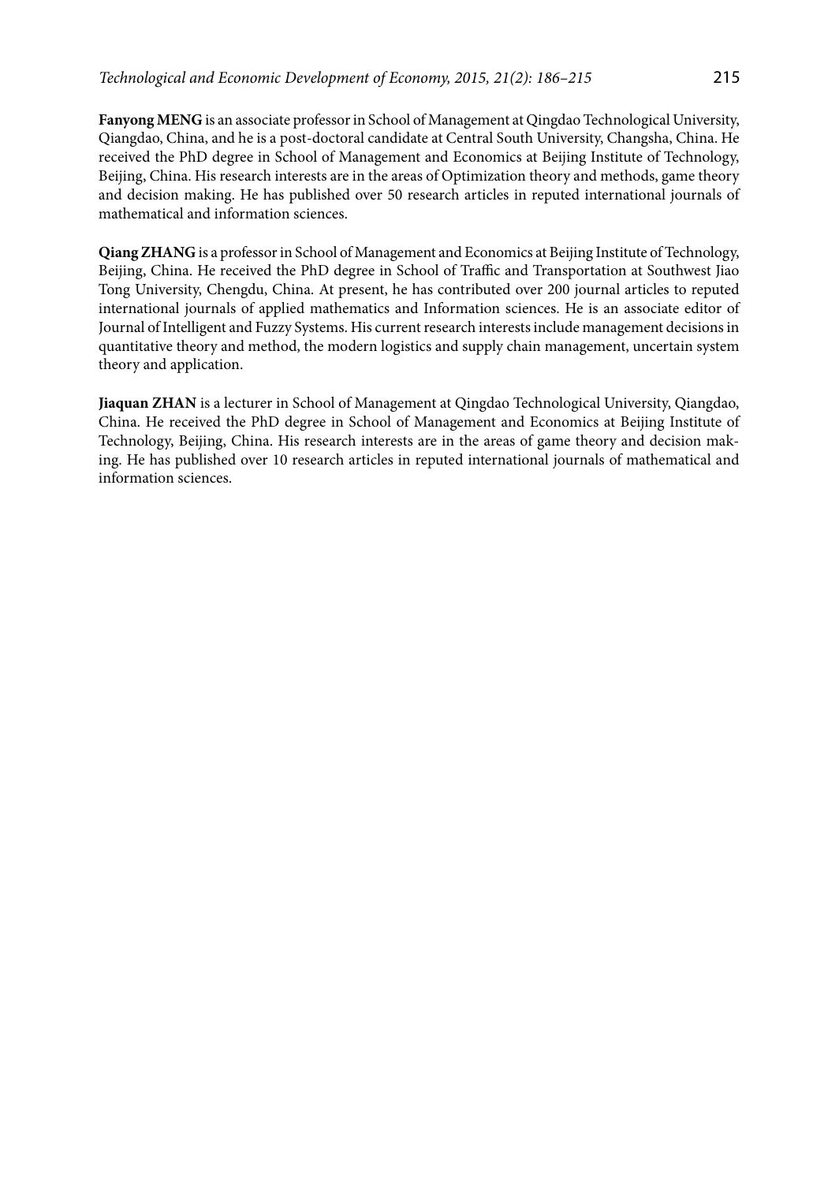**Fanyong MENG** is an associate professor in School of Management at Qingdao Technological University, Qiangdao, China, and he is a post-doctoral candidate at Central South University, Changsha, China. He received the PhD degree in School of Management and Economics at Beijing Institute of Technology, Beijing, China. His research interests are in the areas of Optimization theory and methods, game theory and decision making. He has published over 50 research articles in reputed international journals of mathematical and information sciences.

**Qiang ZHANG** is a professor in School of Management and Economics at Beijing Institute of Technology, Beijing, China. He received the PhD degree in School of Traffic and Transportation at Southwest Jiao Tong University, Chengdu, China. At present, he has contributed over 200 journal articles to reputed international journals of applied mathematics and Information sciences. He is an associate editor of Journal of Intelligent and Fuzzy Systems. His current research interests include management decisions in quantitative theory and method, the modern logistics and supply chain management, uncertain system theory and application.

**Jiaquan ZHAN** is a lecturer in School of Management at Qingdao Technological University, Qiangdao, China. He received the PhD degree in School of Management and Economics at Beijing Institute of Technology, Beijing, China. His research interests are in the areas of game theory and decision making. He has published over 10 research articles in reputed international journals of mathematical and information sciences.